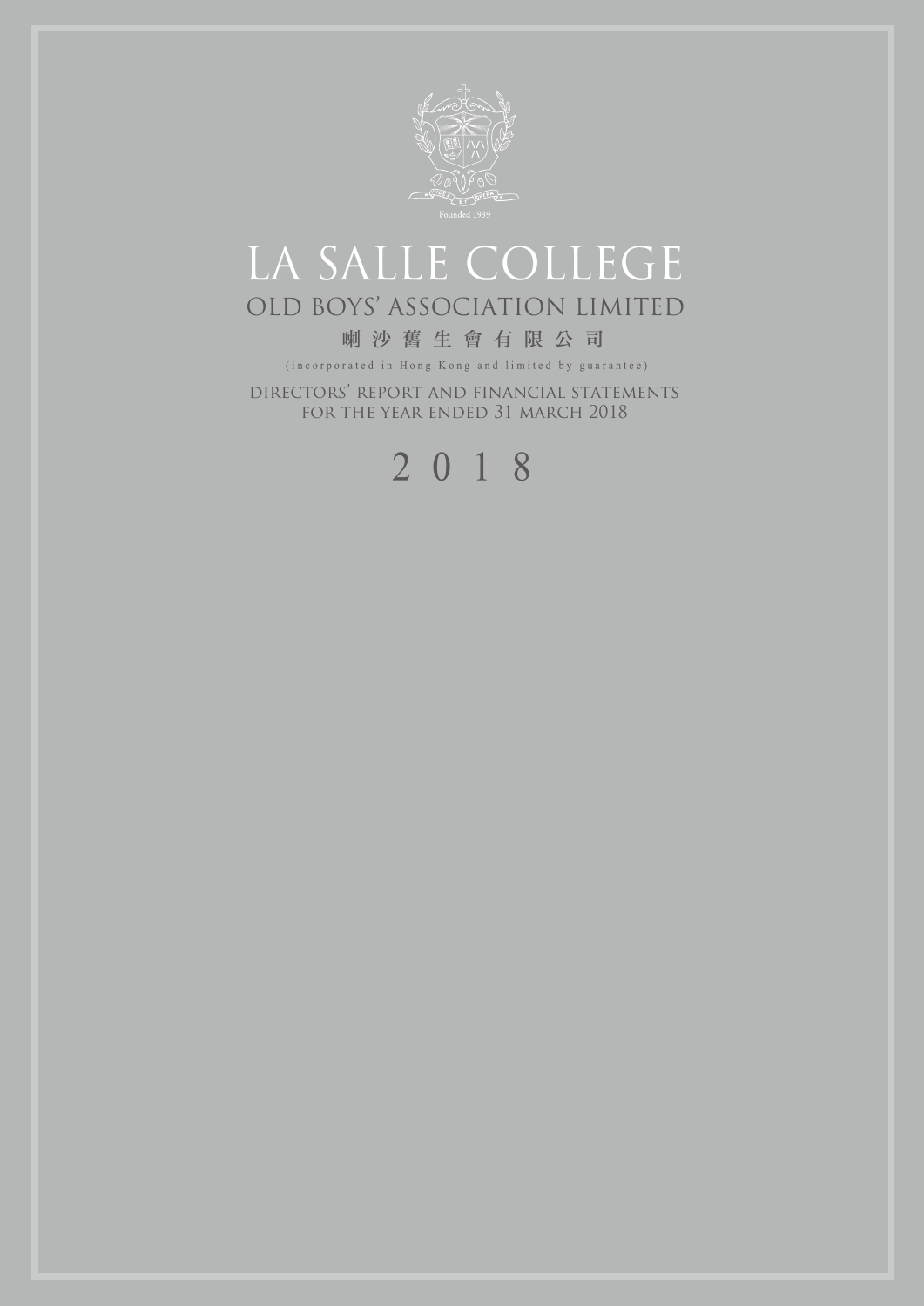Founded 1939

# LA SALLE COLLEGE

## OLD BOYS' ASSOCIATION LIMITED

## 喇沙舊生會有限公司

(incorporated in Hong Kong and limited by guarantee)

DIRECTORS' REPORT AND FINANCIAL STATEMENTS
FOR THE YEAR ENDED 31 MARCH 2018

# 2018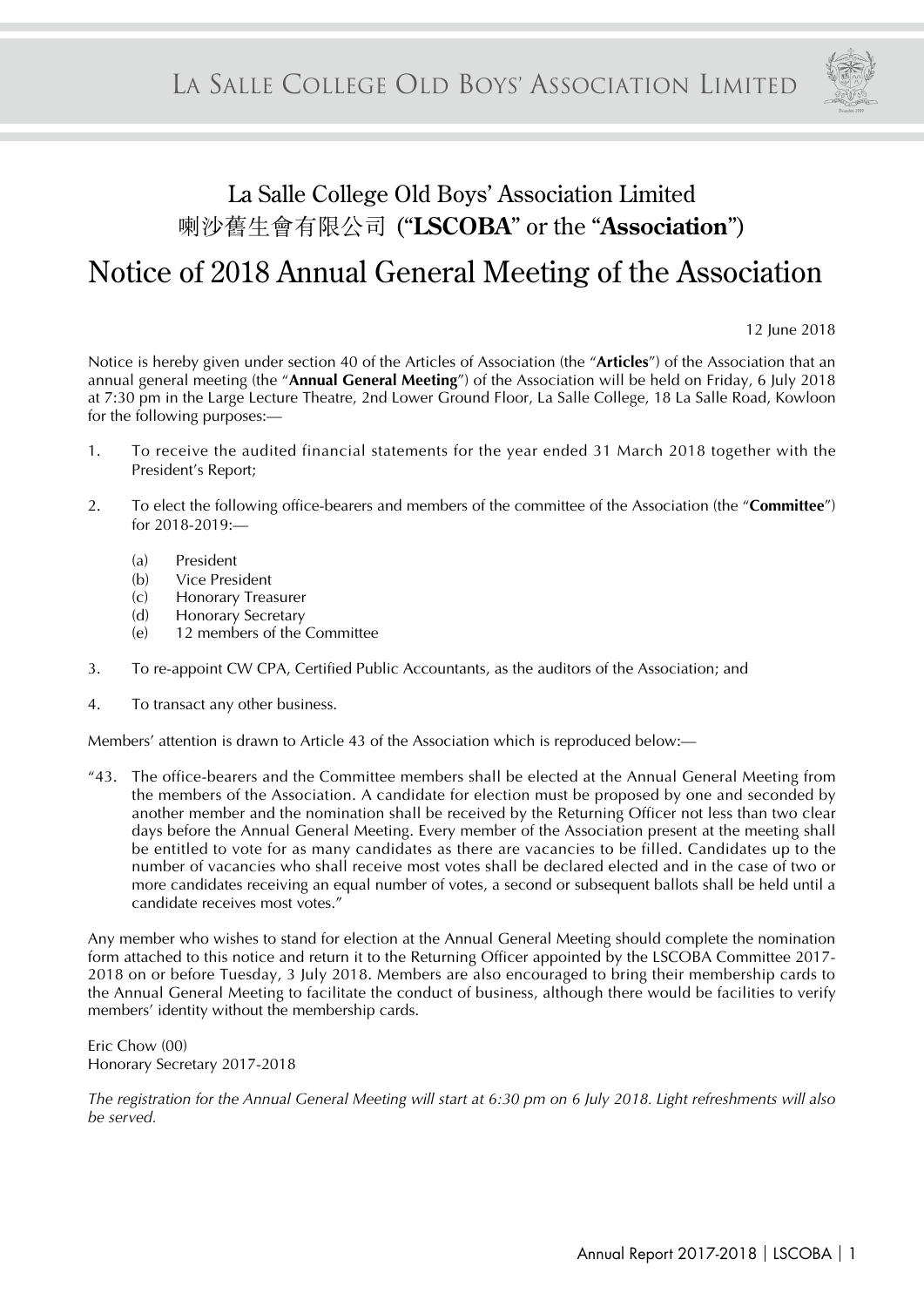# La Salle College Old Boys' Association Limited
# 喇沙舊生會有限公司 ("LSCOBA" or the "Association")

## Notice of 2018 Annual General Meeting of the Association

12 June 2018

Notice is hereby given under section 40 of the Articles of Association (the "**Articles**") of the Association that an annual general meeting (the "**Annual General Meeting**") of the Association will be held on Friday, 6 July 2018 at 7:30 pm in the Large Lecture Theatre, 2nd Lower Ground Floor, La Salle College, 18 La Salle Road, Kowloon for the following purposes:—

1. To receive the audited financial statements for the year ended 31 March 2018 together with the President's Report;

2. To elect the following office-bearers and members of the committee of the Association (the "**Committee**") for 2018-2019:—

    (a) President
    (b) Vice President
    (c) Honorary Treasurer
    (d) Honorary Secretary
    (e) 12 members of the Committee

3. To re-appoint CW CPA, Certified Public Accountants, as the auditors of the Association; and

4. To transact any other business.

Members' attention is drawn to Article 43 of the Association which is reproduced below:—

"43. The office-bearers and the Committee members shall be elected at the Annual General Meeting from the members of the Association. A candidate for election must be proposed by one and seconded by another member and the nomination shall be received by the Returning Officer not less than two clear days before the Annual General Meeting. Every member of the Association present at the meeting shall be entitled to vote for as many candidates as there are vacancies to be filled. Candidates up to the number of vacancies who shall receive most votes shall be declared elected and in the case of two or more candidates receiving an equal number of votes, a second or subsequent ballots shall be held until a candidate receives most votes."

Any member who wishes to stand for election at the Annual General Meeting should complete the nomination form attached to this notice and return it to the Returning Officer appointed by the LSCOBA Committee 2017-2018 on or before Tuesday, 3 July 2018. Members are also encouraged to bring their membership cards to the Annual General Meeting to facilitate the conduct of business, although there would be facilities to verify members' identity without the membership cards.

Eric Chow (00)
Honorary Secretary 2017-2018

*The registration for the Annual General Meeting will start at 6:30 pm on 6 July 2018. Light refreshments will also be served.*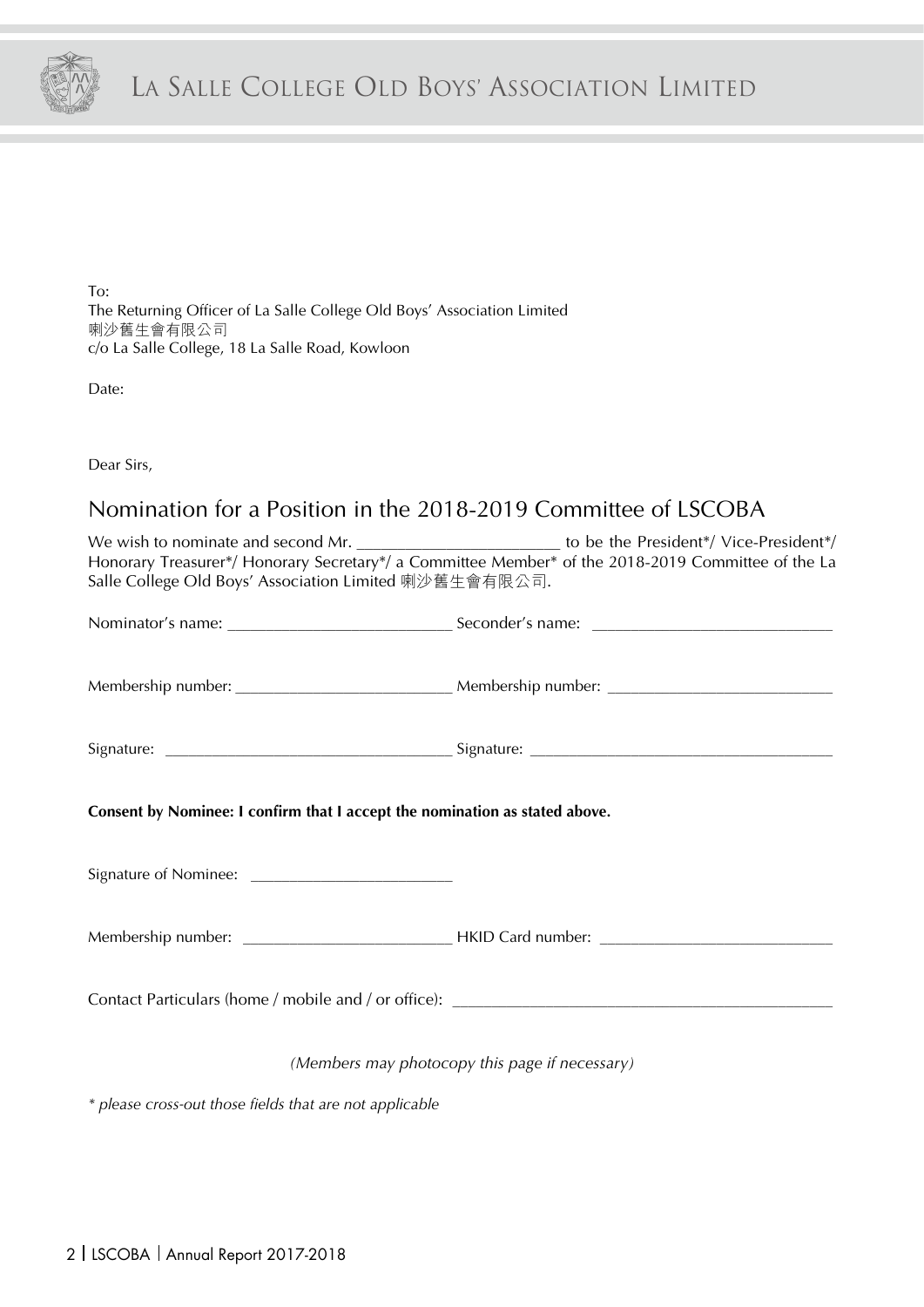To:
The Returning Officer of La Salle College Old Boys' Association Limited
喇沙舊生會有限公司
c/o La Salle College, 18 La Salle Road, Kowloon

Date:

Dear Sirs,

## Nomination for a Position in the 2018-2019 Committee of LSCOBA

We wish to nominate and second Mr. ________________________ to be the President*/ Vice-President*/ Honorary Treasurer*/ Honorary Secretary*/ a Committee Member* of the 2018-2019 Committee of the La Salle College Old Boys' Association Limited 喇沙舊生會有限公司.

Nominator's name: __________________________ Seconder's name: ____________________________

Membership number: _________________________ Membership number: __________________________

Signature: __________________________________ Signature: ____________________________________

**Consent by Nominee: I confirm that I accept the nomination as stated above.**

Signature of Nominee: ________________________

Membership number: _________________________ HKID Card number: ___________________________

Contact Particulars (home / mobile and / or office): ____________________________________________

*(Members may photocopy this page if necessary)*

*\* please cross-out those fields that are not applicable*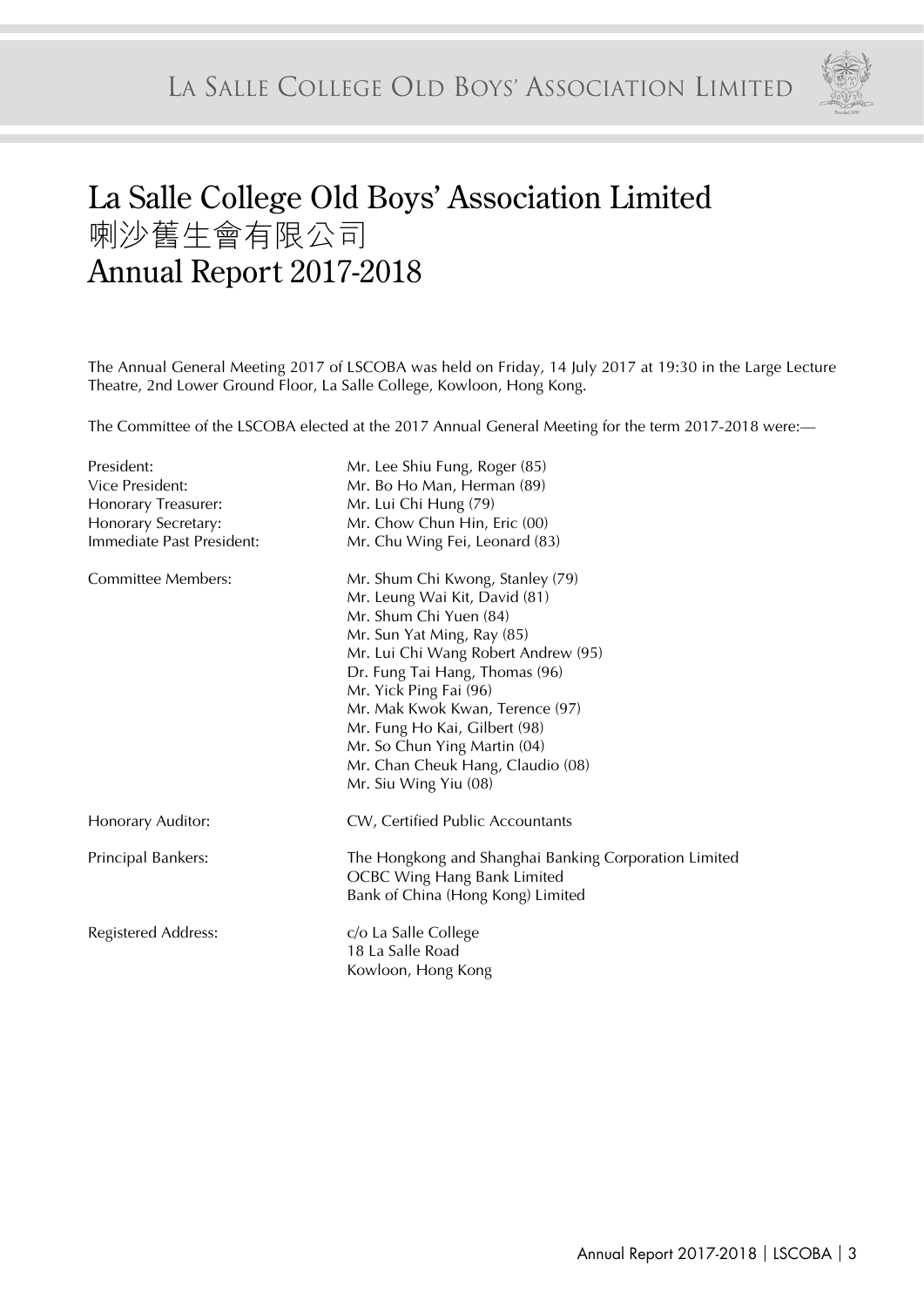# La Salle College Old Boys' Association Limited
# 喇沙舊生會有限公司
# Annual Report 2017-2018

The Annual General Meeting 2017 of LSCOBA was held on Friday, 14 July 2017 at 19:30 in the Large Lecture Theatre, 2nd Lower Ground Floor, La Salle College, Kowloon, Hong Kong.

The Committee of the LSCOBA elected at the 2017 Annual General Meeting for the term 2017-2018 were:—

| | |
|---|---|
| President: | Mr. Lee Shiu Fung, Roger (85) |
| Vice President: | Mr. Bo Ho Man, Herman (89) |
| Honorary Treasurer: | Mr. Lui Chi Hung (79) |
| Honorary Secretary: | Mr. Chow Chun Hin, Eric (00) |
| Immediate Past President: | Mr. Chu Wing Fei, Leonard (83) |
| Committee Members: | Mr. Shum Chi Kwong, Stanley (79)<br>Mr. Leung Wai Kit, David (81)<br>Mr. Shum Chi Yuen (84)<br>Mr. Sun Yat Ming, Ray (85)<br>Mr. Lui Chi Wang Robert Andrew (95)<br>Dr. Fung Tai Hang, Thomas (96)<br>Mr. Yick Ping Fai (96)<br>Mr. Mak Kwok Kwan, Terence (97)<br>Mr. Fung Ho Kai, Gilbert (98)<br>Mr. So Chun Ying Martin (04)<br>Mr. Chan Cheuk Hang, Claudio (08)<br>Mr. Siu Wing Yiu (08) |
| Honorary Auditor: | CW, Certified Public Accountants |
| Principal Bankers: | The Hongkong and Shanghai Banking Corporation Limited<br>OCBC Wing Hang Bank Limited<br>Bank of China (Hong Kong) Limited |
| Registered Address: | c/o La Salle College<br>18 La Salle Road<br>Kowloon, Hong Kong |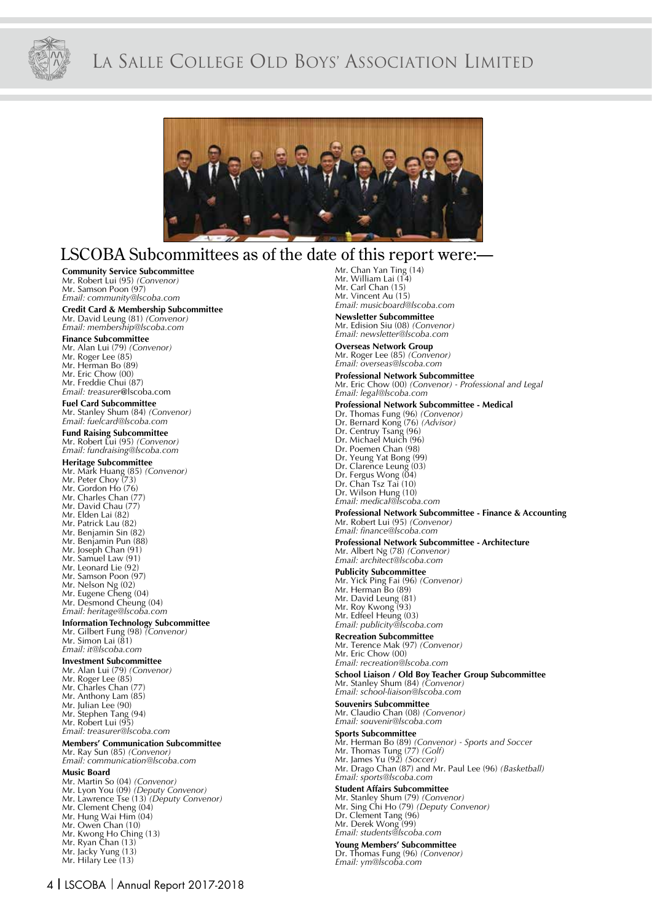## LSCOBA Subcommittees as of the date of this report were:—

**Community Service Subcommittee**
Mr. Robert Lui (95) *(Convenor)*
Mr. Samson Poon (97)
*Email: community@lscoba.com*

**Credit Card & Membership Subcommittee**
Mr. David Leung (81) *(Convenor)*
*Email: membership@lscoba.com*

**Finance Subcommittee**
Mr. Alan Lui (79) *(Convenor)*
Mr. Roger Lee (85)
Mr. Herman Bo (89)
Mr. Eric Chow (00)
Mr. Freddie Chui (87)
*Email: treasurer*@lscoba.com

**Fuel Card Subcommittee**
Mr. Stanley Shum (84) *(Convenor)*
*Email: fuelcard@lscoba.com*

**Fund Raising Subcommittee**
Mr. Robert Lui (95) *(Convenor)*
*Email: fundraising@lscoba.com*

**Heritage Subcommittee**
Mr. Mark Huang (85) *(Convenor)*
Mr. Peter Choy (73)
Mr. Gordon Ho (76)
Mr. Charles Chan (77)
Mr. David Chau (77)
Mr. Elden Lai (82)
Mr. Patrick Lau (82)
Mr. Benjamin Sin (82)
Mr. Benjamin Pun (88)
Mr. Joseph Chan (91)
Mr. Samuel Law (91)
Mr. Leonard Lie (92)
Mr. Samson Poon (97)
Mr. Nelson Ng (02)
Mr. Eugene Cheng (04)
Mr. Desmond Cheung (04)
*Email: heritage@lscoba.com*

**Information Technology Subcommittee**
Mr. Gilbert Fung (98) *(Convenor)*
Mr. Simon Lai (81)
*Email: it@lscoba.com*

**Investment Subcommittee**
Mr. Alan Lui (79) *(Convenor)*
Mr. Roger Lee (85)
Mr. Charles Chan (77)
Mr. Anthony Lam (85)
Mr. Julian Lee (90)
Mr. Stephen Tang (94)
Mr. Robert Lui (95)
*Email: treasurer@lscoba.com*

**Members' Communication Subcommittee**
Mr. Ray Sun (85) *(Convenor)*
*Email: communication@lscoba.com*

**Music Board**
Mr. Martin So (04) *(Convenor)*
Mr. Lyon You (09) *(Deputy Convenor)*
Mr. Lawrence Tse (13) *(Deputy Convenor)*
Mr. Clement Cheng (04)
Mr. Hung Wai Him (04)
Mr. Owen Chan (10)
Mr. Kwong Ho Ching (13)
Mr. Ryan Chan (13)
Mr. Jacky Yung (13)
Mr. Hilary Lee (13)
Mr. Chan Yan Ting (14)
Mr. William Lai (14)
Mr. Carl Chan (15)
Mr. Vincent Au (15)
*Email: musicboard@lscoba.com*

**Newsletter Subcommittee**
Mr. Edision Siu (08) *(Convenor)*
*Email: newsletter@lscoba.com*

**Overseas Network Group**
Mr. Roger Lee (85) *(Convenor)*
*Email: overseas@lscoba.com*

**Professional Network Subcommittee**
Mr. Eric Chow (00) *(Convenor) - Professional and Legal*
*Email: legal@lscoba.com*

**Professional Network Subcommittee - Medical**
Dr. Thomas Fung (96) *(Convenor)*
Dr. Bernard Kong (76) *(Advisor)*
Dr. Centruy Tsang (96)
Dr. Michael Muich (96)
Dr. Poemen Chan (98)
Dr. Yeung Yat Bong (99)
Dr. Clarence Leung (03)
Dr. Fergus Wong (04)
Dr. Chan Tsz Tai (10)
Dr. Wilson Hung (10)
*Email: medical@lscoba.com*

**Professional Network Subcommittee - Finance & Accounting**
Mr. Robert Lui (95) *(Convenor)*
*Email: finance@lscoba.com*

**Professional Network Subcommittee - Architecture**
Mr. Albert Ng (78) *(Convenor)*
*Email: architect@lscoba.com*

**Publicity Subcommittee**
Mr. Yick Ping Fai (96) *(Convenor)*
Mr. Herman Bo (89)
Mr. David Leung (81)
Mr. Roy Kwong (93)
Mr. Edfeel Heung (03)
*Email: publicity@lscoba.com*

**Recreation Subcommittee**
Mr. Terence Mak (97) *(Convenor)*
Mr. Eric Chow (00)
*Email: recreation@lscoba.com*

**School Liaison / Old Boy Teacher Group Subcommittee**
Mr. Stanley Shum (84) *(Convenor)*
*Email: school-liaison@lscoba.com*

**Souvenirs Subcommittee**
Mr. Claudio Chan (08) *(Convenor)*
*Email: souvenir@lscoba.com*

**Sports Subcommittee**
Mr. Herman Bo (89) *(Convenor) - Sports and Soccer*
Mr. Thomas Tung (77) *(Golf)*
Mr. James Yu (92) *(Soccer)*
Mr. Drago Chan (87) and Mr. Paul Lee (96) *(Basketball)*
*Email: sports@lscoba.com*

**Student Affairs Subcommittee**
Mr. Stanley Shum (79) *(Convenor)*
Mr. Sing Chi Ho (79) *(Deputy Convenor)*
Dr. Clement Tang (96)
Mr. Derek Wong (99)
*Email: students@lscoba.com*

**Young Members' Subcommittee**
Dr. Thomas Fung (96) *(Convenor)*
*Email: ym@lscoba.com*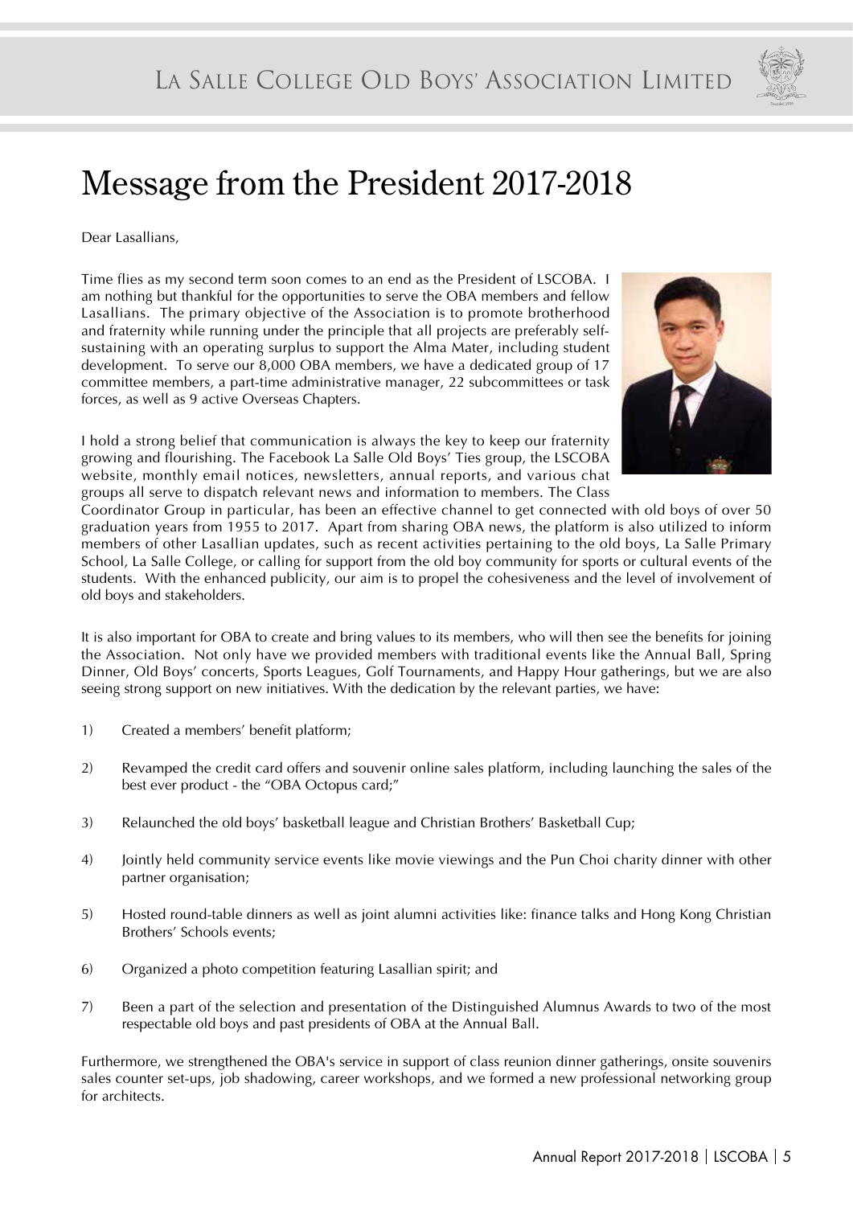# Message from the President 2017-2018

Dear Lasallians,

Time flies as my second term soon comes to an end as the President of LSCOBA. I am nothing but thankful for the opportunities to serve the OBA members and fellow Lasallians. The primary objective of the Association is to promote brotherhood and fraternity while running under the principle that all projects are preferably self-sustaining with an operating surplus to support the Alma Mater, including student development. To serve our 8,000 OBA members, we have a dedicated group of 17 committee members, a part-time administrative manager, 22 subcommittees or task forces, as well as 9 active Overseas Chapters.

I hold a strong belief that communication is always the key to keep our fraternity growing and flourishing. The Facebook La Salle Old Boys' Ties group, the LSCOBA website, monthly email notices, newsletters, annual reports, and various chat groups all serve to dispatch relevant news and information to members. The Class Coordinator Group in particular, has been an effective channel to get connected with old boys of over 50 graduation years from 1955 to 2017. Apart from sharing OBA news, the platform is also utilized to inform members of other Lasallian updates, such as recent activities pertaining to the old boys, La Salle Primary School, La Salle College, or calling for support from the old boy community for sports or cultural events of the students. With the enhanced publicity, our aim is to propel the cohesiveness and the level of involvement of old boys and stakeholders.

It is also important for OBA to create and bring values to its members, who will then see the benefits for joining the Association. Not only have we provided members with traditional events like the Annual Ball, Spring Dinner, Old Boys' concerts, Sports Leagues, Golf Tournaments, and Happy Hour gatherings, but we are also seeing strong support on new initiatives. With the dedication by the relevant parties, we have:

1) Created a members' benefit platform;

2) Revamped the credit card offers and souvenir online sales platform, including launching the sales of the best ever product - the "OBA Octopus card;"

3) Relaunched the old boys' basketball league and Christian Brothers' Basketball Cup;

4) Jointly held community service events like movie viewings and the Pun Choi charity dinner with other partner organisation;

5) Hosted round-table dinners as well as joint alumni activities like: finance talks and Hong Kong Christian Brothers' Schools events;

6) Organized a photo competition featuring Lasallian spirit; and

7) Been a part of the selection and presentation of the Distinguished Alumnus Awards to two of the most respectable old boys and past presidents of OBA at the Annual Ball.

Furthermore, we strengthened the OBA's service in support of class reunion dinner gatherings, onsite souvenirs sales counter set-ups, job shadowing, career workshops, and we formed a new professional networking group for architects.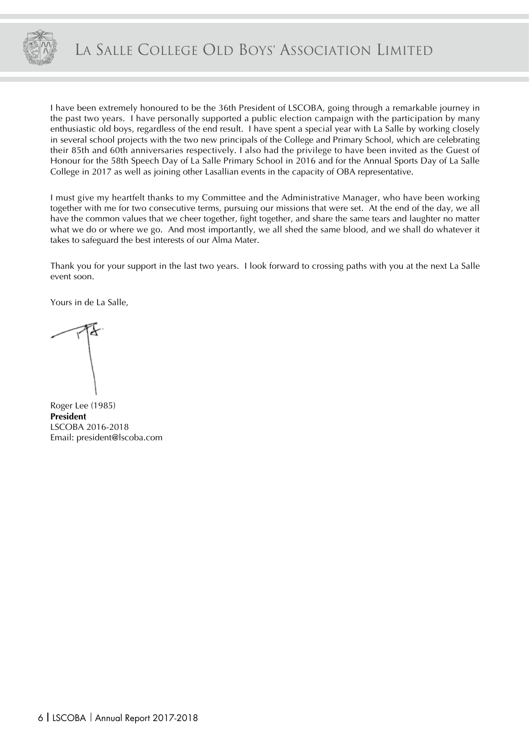I have been extremely honoured to be the 36th President of LSCOBA, going through a remarkable journey in the past two years. I have personally supported a public election campaign with the participation by many enthusiastic old boys, regardless of the end result. I have spent a special year with La Salle by working closely in several school projects with the two new principals of the College and Primary School, which are celebrating their 85th and 60th anniversaries respectively. I also had the privilege to have been invited as the Guest of Honour for the 58th Speech Day of La Salle Primary School in 2016 and for the Annual Sports Day of La Salle College in 2017 as well as joining other Lasallian events in the capacity of OBA representative.

I must give my heartfelt thanks to my Committee and the Administrative Manager, who have been working together with me for two consecutive terms, pursuing our missions that were set. At the end of the day, we all have the common values that we cheer together, fight together, and share the same tears and laughter no matter what we do or where we go. And most importantly, we all shed the same blood, and we shall do whatever it takes to safeguard the best interests of our Alma Mater.

Thank you for your support in the last two years. I look forward to crossing paths with you at the next La Salle event soon.

Yours in de La Salle,

Roger Lee (1985)
**President**
LSCOBA 2016-2018
Email: president@lscoba.com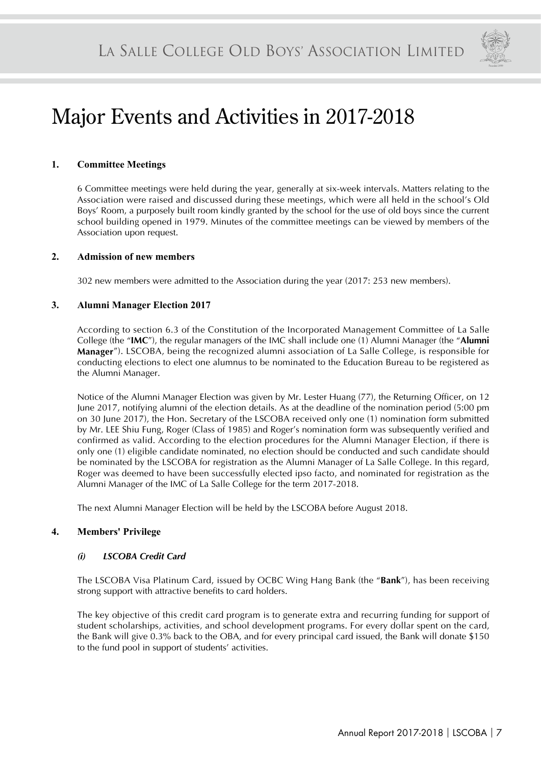# Major Events and Activities in 2017-2018

## 1. Committee Meetings

6 Committee meetings were held during the year, generally at six-week intervals. Matters relating to the Association were raised and discussed during these meetings, which were all held in the school's Old Boys' Room, a purposely built room kindly granted by the school for the use of old boys since the current school building opened in 1979. Minutes of the committee meetings can be viewed by members of the Association upon request.

## 2. Admission of new members

302 new members were admitted to the Association during the year (2017: 253 new members).

## 3. Alumni Manager Election 2017

According to section 6.3 of the Constitution of the Incorporated Management Committee of La Salle College (the "**IMC**"), the regular managers of the IMC shall include one (1) Alumni Manager (the "**Alumni Manager**"). LSCOBA, being the recognized alumni association of La Salle College, is responsible for conducting elections to elect one alumnus to be nominated to the Education Bureau to be registered as the Alumni Manager.

Notice of the Alumni Manager Election was given by Mr. Lester Huang (77), the Returning Officer, on 12 June 2017, notifying alumni of the election details. As at the deadline of the nomination period (5:00 pm on 30 June 2017), the Hon. Secretary of the LSCOBA received only one (1) nomination form submitted by Mr. LEE Shiu Fung, Roger (Class of 1985) and Roger's nomination form was subsequently verified and confirmed as valid. According to the election procedures for the Alumni Manager Election, if there is only one (1) eligible candidate nominated, no election should be conducted and such candidate should be nominated by the LSCOBA for registration as the Alumni Manager of La Salle College. In this regard, Roger was deemed to have been successfully elected ipso facto, and nominated for registration as the Alumni Manager of the IMC of La Salle College for the term 2017-2018.

The next Alumni Manager Election will be held by the LSCOBA before August 2018.

## 4. Members' Privilege

### *(i) LSCOBA Credit Card*

The LSCOBA Visa Platinum Card, issued by OCBC Wing Hang Bank (the "**Bank**"), has been receiving strong support with attractive benefits to card holders.

The key objective of this credit card program is to generate extra and recurring funding for support of student scholarships, activities, and school development programs. For every dollar spent on the card, the Bank will give 0.3% back to the OBA, and for every principal card issued, the Bank will donate $150 to the fund pool in support of students' activities.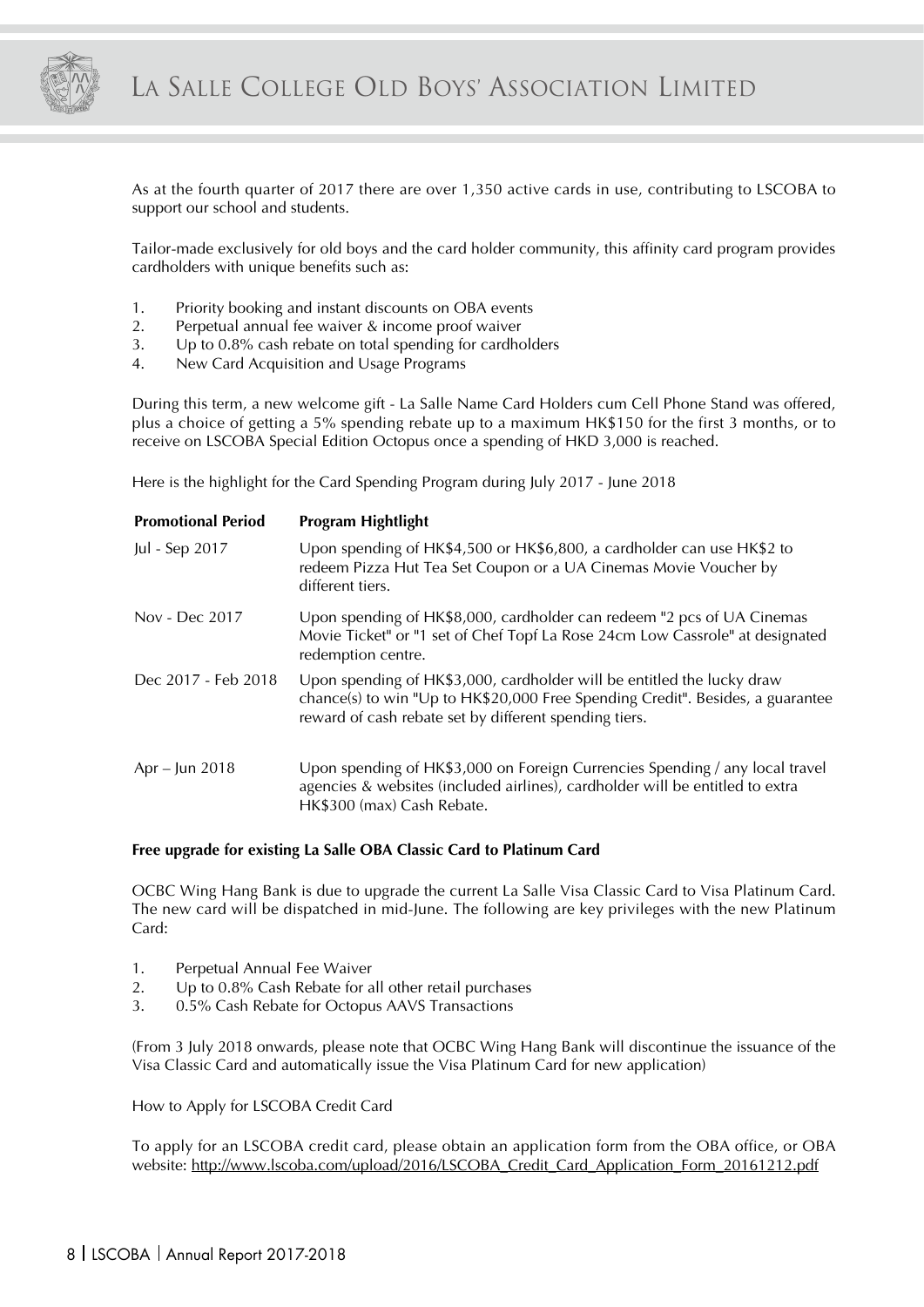As at the fourth quarter of 2017 there are over 1,350 active cards in use, contributing to LSCOBA to support our school and students.

Tailor-made exclusively for old boys and the card holder community, this affinity card program provides cardholders with unique benefits such as:

1. Priority booking and instant discounts on OBA events
2. Perpetual annual fee waiver & income proof waiver
3. Up to 0.8% cash rebate on total spending for cardholders
4. New Card Acquisition and Usage Programs

During this term, a new welcome gift - La Salle Name Card Holders cum Cell Phone Stand was offered, plus a choice of getting a 5% spending rebate up to a maximum HK$150 for the first 3 months, or to receive on LSCOBA Special Edition Octopus once a spending of HKD 3,000 is reached.

Here is the highlight for the Card Spending Program during July 2017 - June 2018

| Promotional Period | Program Hightlight |
|---|---|
| Jul - Sep 2017 | Upon spending of HK$4,500 or HK$6,800, a cardholder can use HK$2 to redeem Pizza Hut Tea Set Coupon or a UA Cinemas Movie Voucher by different tiers. |
| Nov - Dec 2017 | Upon spending of HK$8,000, cardholder can redeem "2 pcs of UA Cinemas Movie Ticket" or "1 set of Chef Topf La Rose 24cm Low Cassrole" at designated redemption centre. |
| Dec 2017 - Feb 2018 | Upon spending of HK$3,000, cardholder will be entitled the lucky draw chance(s) to win "Up to HK$20,000 Free Spending Credit". Besides, a guarantee reward of cash rebate set by different spending tiers. |
| Apr – Jun 2018 | Upon spending of HK$3,000 on Foreign Currencies Spending / any local travel agencies & websites (included airlines), cardholder will be entitled to extra HK$300 (max) Cash Rebate. |

**Free upgrade for existing La Salle OBA Classic Card to Platinum Card**

OCBC Wing Hang Bank is due to upgrade the current La Salle Visa Classic Card to Visa Platinum Card. The new card will be dispatched in mid-June. The following are key privileges with the new Platinum Card:

1. Perpetual Annual Fee Waiver
2. Up to 0.8% Cash Rebate for all other retail purchases
3. 0.5% Cash Rebate for Octopus AAVS Transactions

(From 3 July 2018 onwards, please note that OCBC Wing Hang Bank will discontinue the issuance of the Visa Classic Card and automatically issue the Visa Platinum Card for new application)

How to Apply for LSCOBA Credit Card

To apply for an LSCOBA credit card, please obtain an application form from the OBA office, or OBA website: http://www.lscoba.com/upload/2016/LSCOBA_Credit_Card_Application_Form_20161212.pdf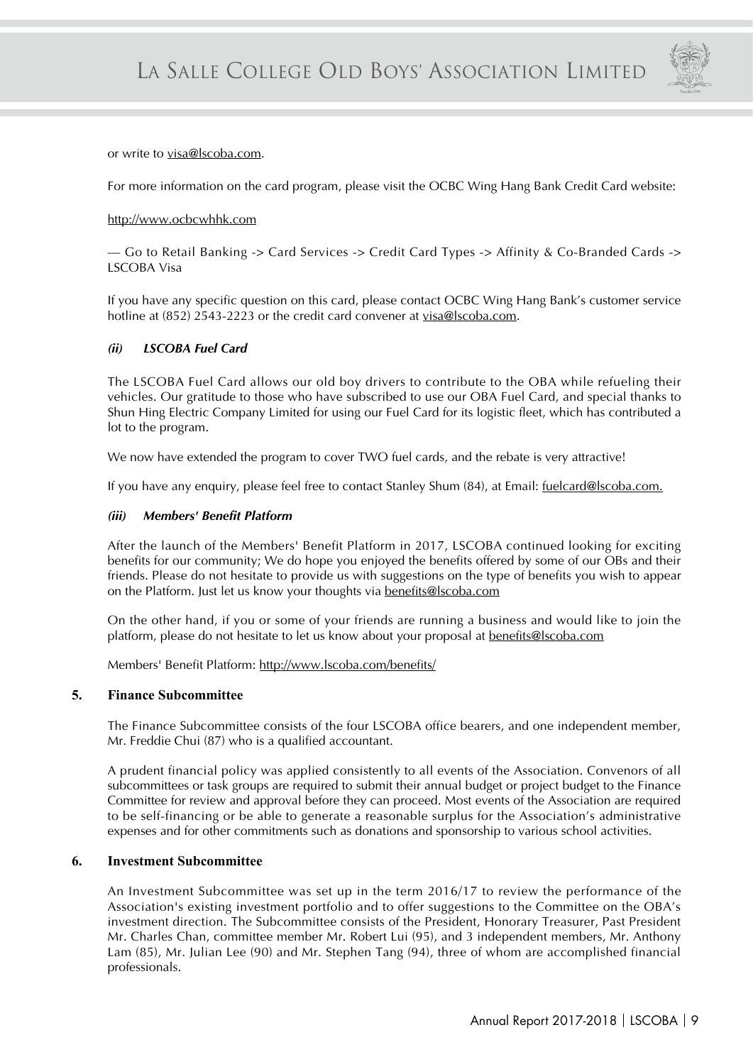or write to visa@lscoba.com.

For more information on the card program, please visit the OCBC Wing Hang Bank Credit Card website:

http://www.ocbcwhhk.com

— Go to Retail Banking -> Card Services -> Credit Card Types -> Affinity & Co-Branded Cards -> LSCOBA Visa

If you have any specific question on this card, please contact OCBC Wing Hang Bank's customer service hotline at (852) 2543-2223 or the credit card convener at visa@lscoba.com.

### *(ii) LSCOBA Fuel Card*

The LSCOBA Fuel Card allows our old boy drivers to contribute to the OBA while refueling their vehicles. Our gratitude to those who have subscribed to use our OBA Fuel Card, and special thanks to Shun Hing Electric Company Limited for using our Fuel Card for its logistic fleet, which has contributed a lot to the program.

We now have extended the program to cover TWO fuel cards, and the rebate is very attractive!

If you have any enquiry, please feel free to contact Stanley Shum (84), at Email: fuelcard@lscoba.com.

### *(iii) Members' Benefit Platform*

After the launch of the Members' Benefit Platform in 2017, LSCOBA continued looking for exciting benefits for our community; We do hope you enjoyed the benefits offered by some of our OBs and their friends. Please do not hesitate to provide us with suggestions on the type of benefits you wish to appear on the Platform. Just let us know your thoughts via benefits@lscoba.com

On the other hand, if you or some of your friends are running a business and would like to join the platform, please do not hesitate to let us know about your proposal at benefits@lscoba.com

Members' Benefit Platform: http://www.lscoba.com/benefits/

## 5. Finance Subcommittee

The Finance Subcommittee consists of the four LSCOBA office bearers, and one independent member, Mr. Freddie Chui (87) who is a qualified accountant.

A prudent financial policy was applied consistently to all events of the Association. Convenors of all subcommittees or task groups are required to submit their annual budget or project budget to the Finance Committee for review and approval before they can proceed. Most events of the Association are required to be self-financing or be able to generate a reasonable surplus for the Association's administrative expenses and for other commitments such as donations and sponsorship to various school activities.

## 6. Investment Subcommittee

An Investment Subcommittee was set up in the term 2016/17 to review the performance of the Association's existing investment portfolio and to offer suggestions to the Committee on the OBA's investment direction. The Subcommittee consists of the President, Honorary Treasurer, Past President Mr. Charles Chan, committee member Mr. Robert Lui (95), and 3 independent members, Mr. Anthony Lam (85), Mr. Julian Lee (90) and Mr. Stephen Tang (94), three of whom are accomplished financial professionals.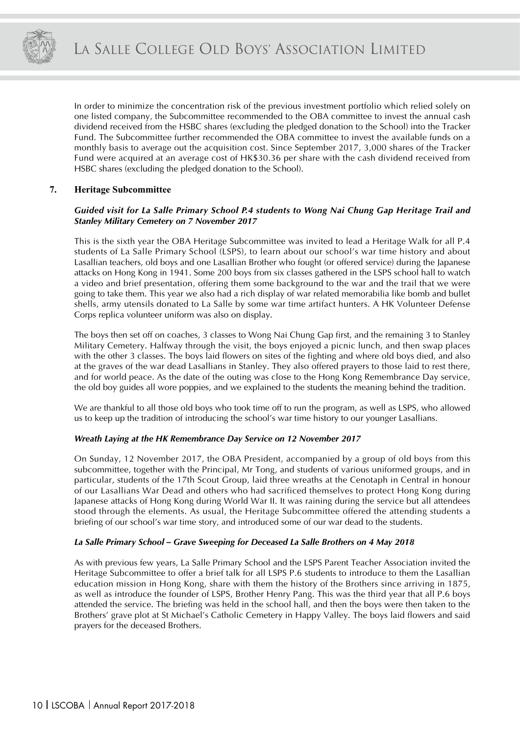In order to minimize the concentration risk of the previous investment portfolio which relied solely on one listed company, the Subcommittee recommended to the OBA committee to invest the annual cash dividend received from the HSBC shares (excluding the pledged donation to the School) into the Tracker Fund. The Subcommittee further recommended the OBA committee to invest the available funds on a monthly basis to average out the acquisition cost. Since September 2017, 3,000 shares of the Tracker Fund were acquired at an average cost of HK$30.36 per share with the cash dividend received from HSBC shares (excluding the pledged donation to the School).

## 7. Heritage Subcommittee

### *Guided visit for La Salle Primary School P.4 students to Wong Nai Chung Gap Heritage Trail and Stanley Military Cemetery on 7 November 2017*

This is the sixth year the OBA Heritage Subcommittee was invited to lead a Heritage Walk for all P.4 students of La Salle Primary School (LSPS), to learn about our school's war time history and about Lasallian teachers, old boys and one Lasallian Brother who fought (or offered service) during the Japanese attacks on Hong Kong in 1941. Some 200 boys from six classes gathered in the LSPS school hall to watch a video and brief presentation, offering them some background to the war and the trail that we were going to take them. This year we also had a rich display of war related memorabilia like bomb and bullet shells, army utensils donated to La Salle by some war time artifact hunters. A HK Volunteer Defense Corps replica volunteer uniform was also on display.

The boys then set off on coaches, 3 classes to Wong Nai Chung Gap first, and the remaining 3 to Stanley Military Cemetery. Halfway through the visit, the boys enjoyed a picnic lunch, and then swap places with the other 3 classes. The boys laid flowers on sites of the fighting and where old boys died, and also at the graves of the war dead Lasallians in Stanley. They also offered prayers to those laid to rest there, and for world peace. As the date of the outing was close to the Hong Kong Remembrance Day service, the old boy guides all wore poppies, and we explained to the students the meaning behind the tradition.

We are thankful to all those old boys who took time off to run the program, as well as LSPS, who allowed us to keep up the tradition of introducing the school's war time history to our younger Lasallians.

### *Wreath Laying at the HK Remembrance Day Service on 12 November 2017*

On Sunday, 12 November 2017, the OBA President, accompanied by a group of old boys from this subcommittee, together with the Principal, Mr Tong, and students of various uniformed groups, and in particular, students of the 17th Scout Group, laid three wreaths at the Cenotaph in Central in honour of our Lasallians War Dead and others who had sacrificed themselves to protect Hong Kong during Japanese attacks of Hong Kong during World War II. It was raining during the service but all attendees stood through the elements. As usual, the Heritage Subcommittee offered the attending students a briefing of our school's war time story, and introduced some of our war dead to the students.

### *La Salle Primary School – Grave Sweeping for Deceased La Salle Brothers on 4 May 2018*

As with previous few years, La Salle Primary School and the LSPS Parent Teacher Association invited the Heritage Subcommittee to offer a brief talk for all LSPS P.6 students to introduce to them the Lasallian education mission in Hong Kong, share with them the history of the Brothers since arriving in 1875, as well as introduce the founder of LSPS, Brother Henry Pang. This was the third year that all P.6 boys attended the service. The briefing was held in the school hall, and then the boys were then taken to the Brothers' grave plot at St Michael's Catholic Cemetery in Happy Valley. The boys laid flowers and said prayers for the deceased Brothers.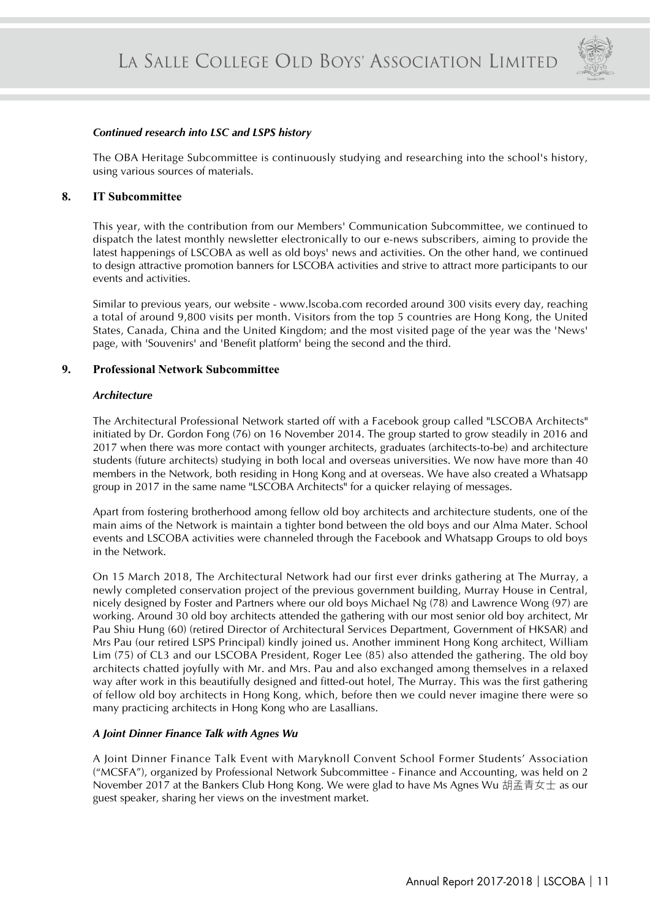***Continued research into LSC and LSPS history***

The OBA Heritage Subcommittee is continuously studying and researching into the school's history, using various sources of materials.

## 8. IT Subcommittee

This year, with the contribution from our Members' Communication Subcommittee, we continued to dispatch the latest monthly newsletter electronically to our e-news subscribers, aiming to provide the latest happenings of LSCOBA as well as old boys' news and activities. On the other hand, we continued to design attractive promotion banners for LSCOBA activities and strive to attract more participants to our events and activities.

Similar to previous years, our website - www.lscoba.com recorded around 300 visits every day, reaching a total of around 9,800 visits per month. Visitors from the top 5 countries are Hong Kong, the United States, Canada, China and the United Kingdom; and the most visited page of the year was the 'News' page, with 'Souvenirs' and 'Benefit platform' being the second and the third.

## 9. Professional Network Subcommittee

***Architecture***

The Architectural Professional Network started off with a Facebook group called "LSCOBA Architects" initiated by Dr. Gordon Fong (76) on 16 November 2014. The group started to grow steadily in 2016 and 2017 when there was more contact with younger architects, graduates (architects-to-be) and architecture students (future architects) studying in both local and overseas universities. We now have more than 40 members in the Network, both residing in Hong Kong and at overseas. We have also created a Whatsapp group in 2017 in the same name "LSCOBA Architects" for a quicker relaying of messages.

Apart from fostering brotherhood among fellow old boy architects and architecture students, one of the main aims of the Network is maintain a tighter bond between the old boys and our Alma Mater. School events and LSCOBA activities were channeled through the Facebook and Whatsapp Groups to old boys in the Network.

On 15 March 2018, The Architectural Network had our first ever drinks gathering at The Murray, a newly completed conservation project of the previous government building, Murray House in Central, nicely designed by Foster and Partners where our old boys Michael Ng (78) and Lawrence Wong (97) are working. Around 30 old boy architects attended the gathering with our most senior old boy architect, Mr Pau Shiu Hung (60) (retired Director of Architectural Services Department, Government of HKSAR) and Mrs Pau (our retired LSPS Principal) kindly joined us. Another imminent Hong Kong architect, William Lim (75) of CL3 and our LSCOBA President, Roger Lee (85) also attended the gathering. The old boy architects chatted joyfully with Mr. and Mrs. Pau and also exchanged among themselves in a relaxed way after work in this beautifully designed and fitted-out hotel, The Murray. This was the first gathering of fellow old boy architects in Hong Kong, which, before then we could never imagine there were so many practicing architects in Hong Kong who are Lasallians.

***A Joint Dinner Finance Talk with Agnes Wu***

A Joint Dinner Finance Talk Event with Maryknoll Convent School Former Students' Association ("MCSFA"), organized by Professional Network Subcommittee - Finance and Accounting, was held on 2 November 2017 at the Bankers Club Hong Kong. We were glad to have Ms Agnes Wu 胡孟青女士 as our guest speaker, sharing her views on the investment market.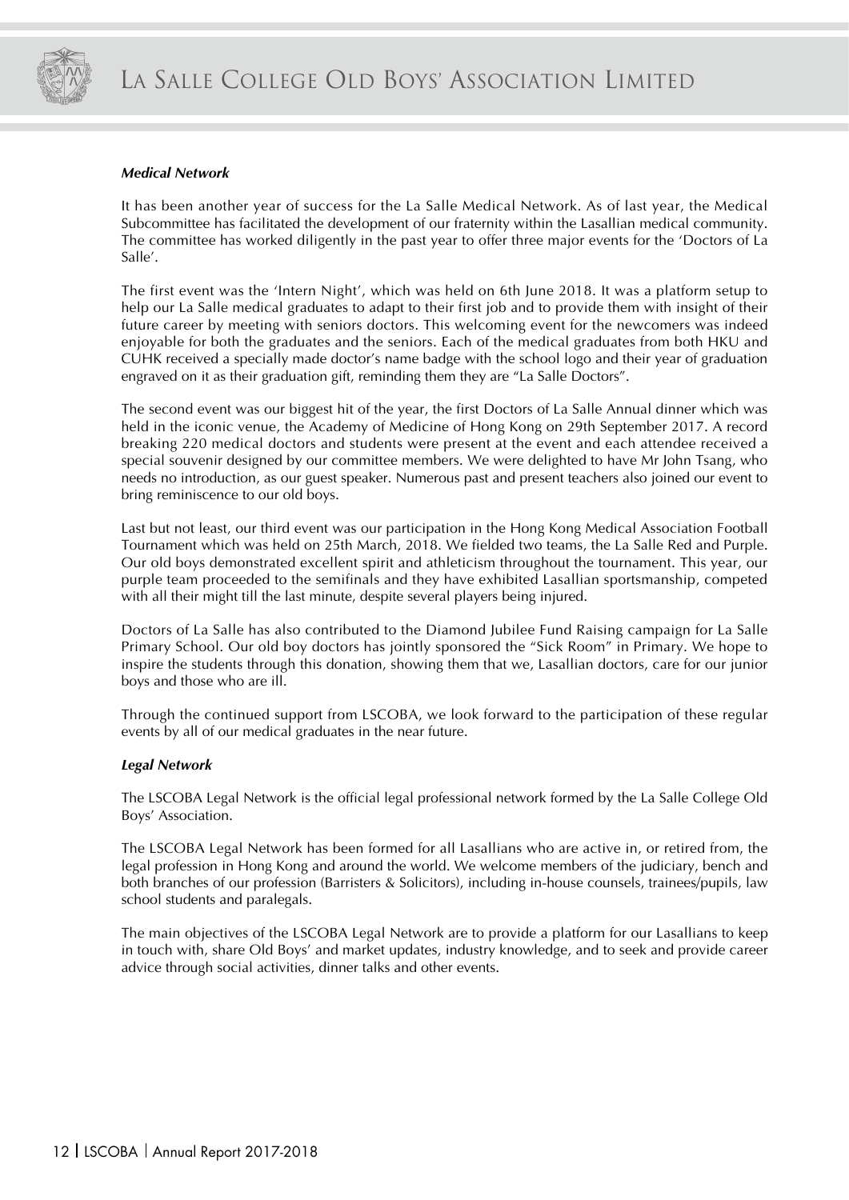### *Medical Network*

It has been another year of success for the La Salle Medical Network. As of last year, the Medical Subcommittee has facilitated the development of our fraternity within the Lasallian medical community. The committee has worked diligently in the past year to offer three major events for the 'Doctors of La Salle'.

The first event was the 'Intern Night', which was held on 6th June 2018. It was a platform setup to help our La Salle medical graduates to adapt to their first job and to provide them with insight of their future career by meeting with seniors doctors. This welcoming event for the newcomers was indeed enjoyable for both the graduates and the seniors. Each of the medical graduates from both HKU and CUHK received a specially made doctor's name badge with the school logo and their year of graduation engraved on it as their graduation gift, reminding them they are "La Salle Doctors".

The second event was our biggest hit of the year, the first Doctors of La Salle Annual dinner which was held in the iconic venue, the Academy of Medicine of Hong Kong on 29th September 2017. A record breaking 220 medical doctors and students were present at the event and each attendee received a special souvenir designed by our committee members. We were delighted to have Mr John Tsang, who needs no introduction, as our guest speaker. Numerous past and present teachers also joined our event to bring reminiscence to our old boys.

Last but not least, our third event was our participation in the Hong Kong Medical Association Football Tournament which was held on 25th March, 2018. We fielded two teams, the La Salle Red and Purple. Our old boys demonstrated excellent spirit and athleticism throughout the tournament. This year, our purple team proceeded to the semifinals and they have exhibited Lasallian sportsmanship, competed with all their might till the last minute, despite several players being injured.

Doctors of La Salle has also contributed to the Diamond Jubilee Fund Raising campaign for La Salle Primary School. Our old boy doctors has jointly sponsored the "Sick Room" in Primary. We hope to inspire the students through this donation, showing them that we, Lasallian doctors, care for our junior boys and those who are ill.

Through the continued support from LSCOBA, we look forward to the participation of these regular events by all of our medical graduates in the near future.

### *Legal Network*

The LSCOBA Legal Network is the official legal professional network formed by the La Salle College Old Boys' Association.

The LSCOBA Legal Network has been formed for all Lasallians who are active in, or retired from, the legal profession in Hong Kong and around the world. We welcome members of the judiciary, bench and both branches of our profession (Barristers & Solicitors), including in-house counsels, trainees/pupils, law school students and paralegals.

The main objectives of the LSCOBA Legal Network are to provide a platform for our Lasallians to keep in touch with, share Old Boys' and market updates, industry knowledge, and to seek and provide career advice through social activities, dinner talks and other events.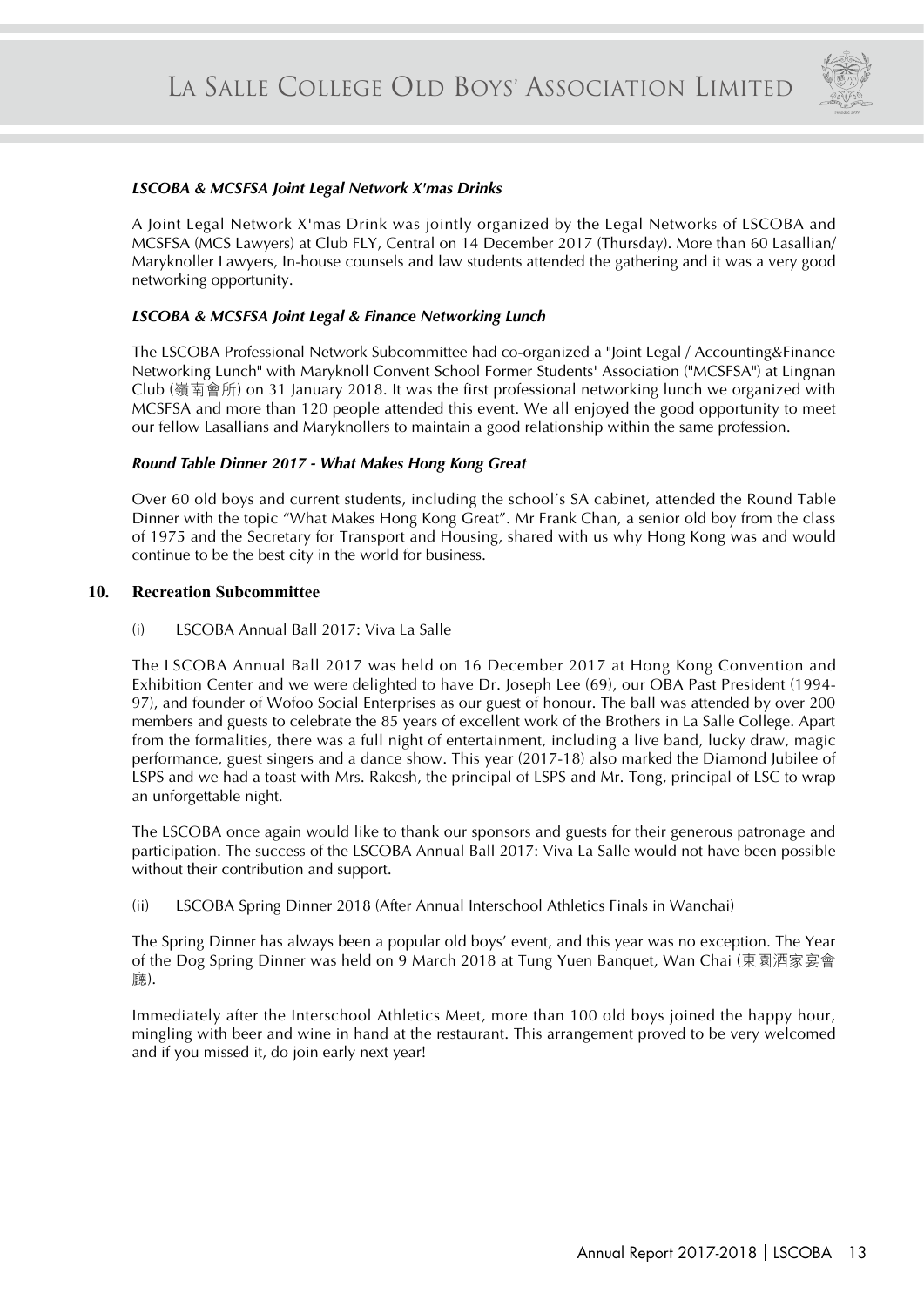***LSCOBA & MCSFSA Joint Legal Network X'mas Drinks***

A Joint Legal Network X'mas Drink was jointly organized by the Legal Networks of LSCOBA and MCSFSA (MCS Lawyers) at Club FLY, Central on 14 December 2017 (Thursday). More than 60 Lasallian/ Maryknoller Lawyers, In-house counsels and law students attended the gathering and it was a very good networking opportunity.

***LSCOBA & MCSFSA Joint Legal & Finance Networking Lunch***

The LSCOBA Professional Network Subcommittee had co-organized a "Joint Legal / Accounting&Finance Networking Lunch" with Maryknoll Convent School Former Students' Association ("MCSFSA") at Lingnan Club (嶺南會所) on 31 January 2018. It was the first professional networking lunch we organized with MCSFSA and more than 120 people attended this event. We all enjoyed the good opportunity to meet our fellow Lasallians and Maryknollers to maintain a good relationship within the same profession.

***Round Table Dinner 2017 - What Makes Hong Kong Great***

Over 60 old boys and current students, including the school's SA cabinet, attended the Round Table Dinner with the topic "What Makes Hong Kong Great". Mr Frank Chan, a senior old boy from the class of 1975 and the Secretary for Transport and Housing, shared with us why Hong Kong was and would continue to be the best city in the world for business.

## 10. Recreation Subcommittee

(i) LSCOBA Annual Ball 2017: Viva La Salle

The LSCOBA Annual Ball 2017 was held on 16 December 2017 at Hong Kong Convention and Exhibition Center and we were delighted to have Dr. Joseph Lee (69), our OBA Past President (1994-97), and founder of Wofoo Social Enterprises as our guest of honour. The ball was attended by over 200 members and guests to celebrate the 85 years of excellent work of the Brothers in La Salle College. Apart from the formalities, there was a full night of entertainment, including a live band, lucky draw, magic performance, guest singers and a dance show. This year (2017-18) also marked the Diamond Jubilee of LSPS and we had a toast with Mrs. Rakesh, the principal of LSPS and Mr. Tong, principal of LSC to wrap an unforgettable night.

The LSCOBA once again would like to thank our sponsors and guests for their generous patronage and participation. The success of the LSCOBA Annual Ball 2017: Viva La Salle would not have been possible without their contribution and support.

(ii) LSCOBA Spring Dinner 2018 (After Annual Interschool Athletics Finals in Wanchai)

The Spring Dinner has always been a popular old boys' event, and this year was no exception. The Year of the Dog Spring Dinner was held on 9 March 2018 at Tung Yuen Banquet, Wan Chai (東園酒家宴會廳).

Immediately after the Interschool Athletics Meet, more than 100 old boys joined the happy hour, mingling with beer and wine in hand at the restaurant. This arrangement proved to be very welcomed and if you missed it, do join early next year!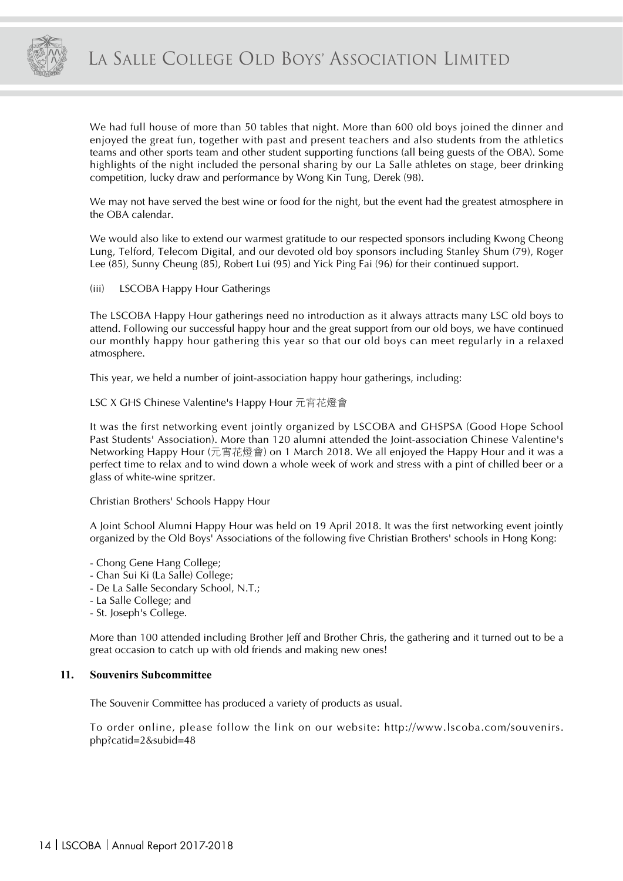We had full house of more than 50 tables that night. More than 600 old boys joined the dinner and enjoyed the great fun, together with past and present teachers and also students from the athletics teams and other sports team and other student supporting functions (all being guests of the OBA). Some highlights of the night included the personal sharing by our La Salle athletes on stage, beer drinking competition, lucky draw and performance by Wong Kin Tung, Derek (98).

We may not have served the best wine or food for the night, but the event had the greatest atmosphere in the OBA calendar.

We would also like to extend our warmest gratitude to our respected sponsors including Kwong Cheong Lung, Telford, Telecom Digital, and our devoted old boy sponsors including Stanley Shum (79), Roger Lee (85), Sunny Cheung (85), Robert Lui (95) and Yick Ping Fai (96) for their continued support.

(iii) LSCOBA Happy Hour Gatherings

The LSCOBA Happy Hour gatherings need no introduction as it always attracts many LSC old boys to attend. Following our successful happy hour and the great support from our old boys, we have continued our monthly happy hour gathering this year so that our old boys can meet regularly in a relaxed atmosphere.

This year, we held a number of joint-association happy hour gatherings, including:

LSC X GHS Chinese Valentine's Happy Hour 元宵花燈會

It was the first networking event jointly organized by LSCOBA and GHSPSA (Good Hope School Past Students' Association). More than 120 alumni attended the Joint-association Chinese Valentine's Networking Happy Hour (元宵花燈會) on 1 March 2018. We all enjoyed the Happy Hour and it was a perfect time to relax and to wind down a whole week of work and stress with a pint of chilled beer or a glass of white-wine spritzer.

Christian Brothers' Schools Happy Hour

A Joint School Alumni Happy Hour was held on 19 April 2018. It was the first networking event jointly organized by the Old Boys' Associations of the following five Christian Brothers' schools in Hong Kong:

- Chong Gene Hang College;
- Chan Sui Ki (La Salle) College;
- De La Salle Secondary School, N.T.;
- La Salle College; and
- St. Joseph's College.

More than 100 attended including Brother Jeff and Brother Chris, the gathering and it turned out to be a great occasion to catch up with old friends and making new ones!

## 11. Souvenirs Subcommittee

The Souvenir Committee has produced a variety of products as usual.

To order online, please follow the link on our website: http://www.lscoba.com/souvenirs.php?catid=2&subid=48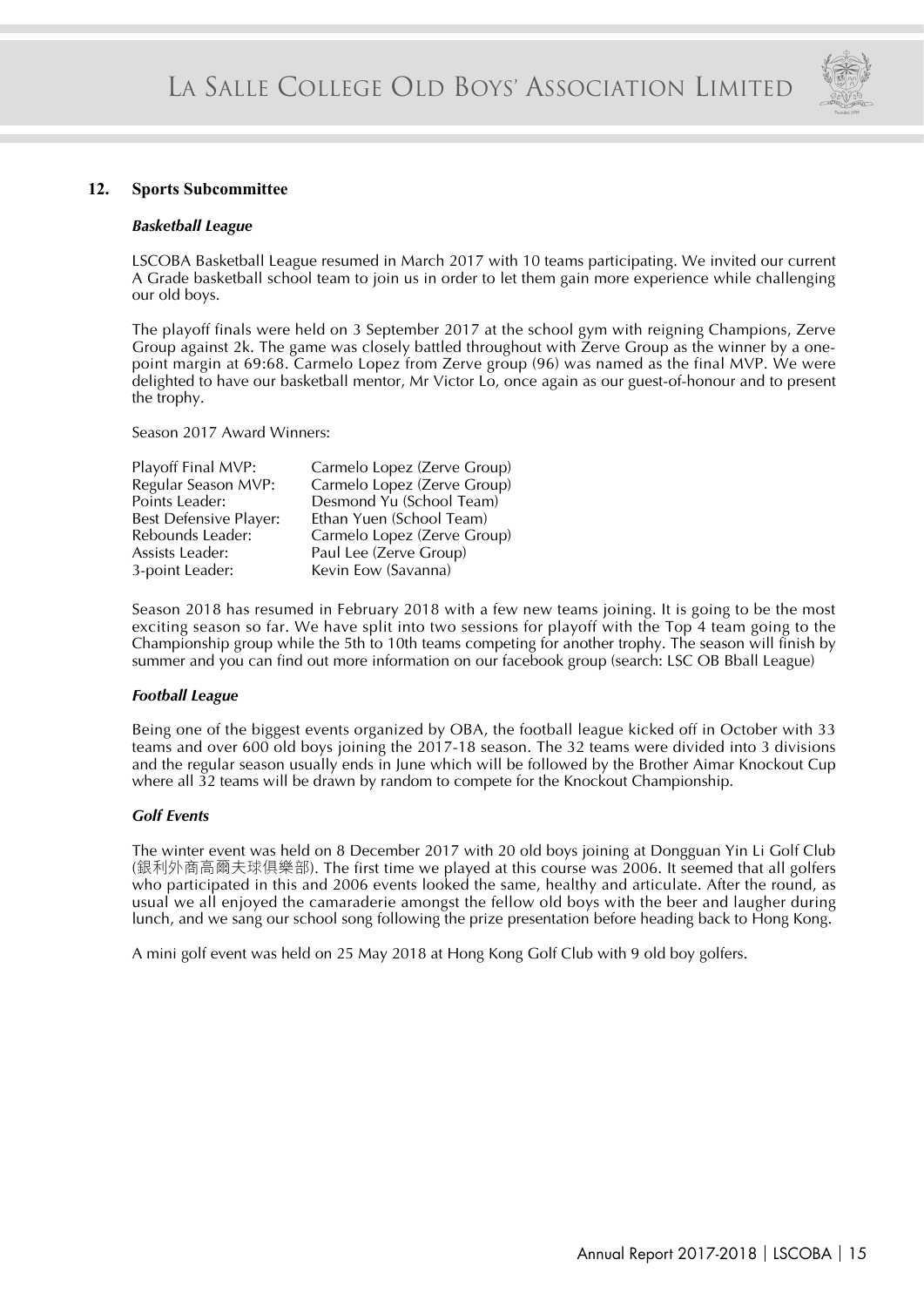## 12. Sports Subcommittee

### *Basketball League*

LSCOBA Basketball League resumed in March 2017 with 10 teams participating. We invited our current A Grade basketball school team to join us in order to let them gain more experience while challenging our old boys.

The playoff finals were held on 3 September 2017 at the school gym with reigning Champions, Zerve Group against 2k. The game was closely battled throughout with Zerve Group as the winner by a one-point margin at 69:68. Carmelo Lopez from Zerve group (96) was named as the final MVP. We were delighted to have our basketball mentor, Mr Victor Lo, once again as our guest-of-honour and to present the trophy.

Season 2017 Award Winners:

| | |
|---|---|
| Playoff Final MVP: | Carmelo Lopez (Zerve Group) |
| Regular Season MVP: | Carmelo Lopez (Zerve Group) |
| Points Leader: | Desmond Yu (School Team) |
| Best Defensive Player: | Ethan Yuen (School Team) |
| Rebounds Leader: | Carmelo Lopez (Zerve Group) |
| Assists Leader: | Paul Lee (Zerve Group) |
| 3-point Leader: | Kevin Eow (Savanna) |

Season 2018 has resumed in February 2018 with a few new teams joining. It is going to be the most exciting season so far. We have split into two sessions for playoff with the Top 4 team going to the Championship group while the 5th to 10th teams competing for another trophy. The season will finish by summer and you can find out more information on our facebook group (search: LSC OB Bball League)

### *Football League*

Being one of the biggest events organized by OBA, the football league kicked off in October with 33 teams and over 600 old boys joining the 2017-18 season. The 32 teams were divided into 3 divisions and the regular season usually ends in June which will be followed by the Brother Aimar Knockout Cup where all 32 teams will be drawn by random to compete for the Knockout Championship.

### *Golf Events*

The winter event was held on 8 December 2017 with 20 old boys joining at Dongguan Yin Li Golf Club (銀利外商高爾夫球俱樂部). The first time we played at this course was 2006. It seemed that all golfers who participated in this and 2006 events looked the same, healthy and articulate. After the round, as usual we all enjoyed the camaraderie amongst the fellow old boys with the beer and laugher during lunch, and we sang our school song following the prize presentation before heading back to Hong Kong.

A mini golf event was held on 25 May 2018 at Hong Kong Golf Club with 9 old boy golfers.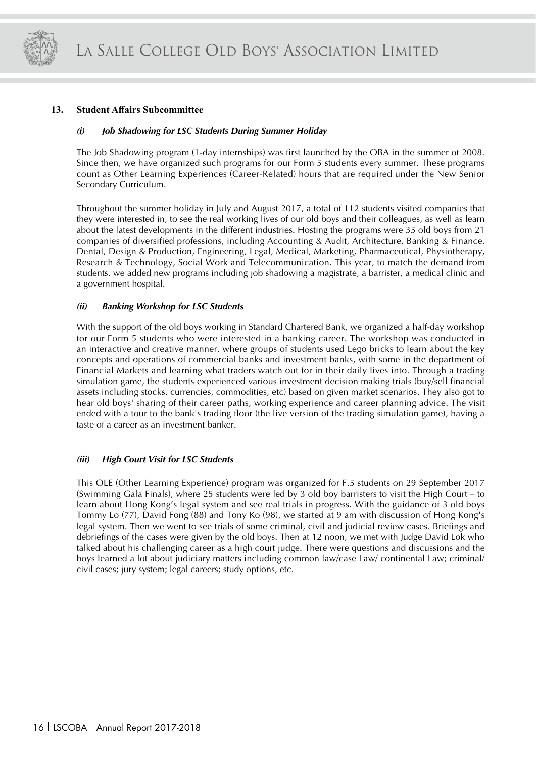## 13. Student Affairs Subcommittee

### *(i) Job Shadowing for LSC Students During Summer Holiday*

The Job Shadowing program (1-day internships) was first launched by the OBA in the summer of 2008. Since then, we have organized such programs for our Form 5 students every summer. These programs count as Other Learning Experiences (Career-Related) hours that are required under the New Senior Secondary Curriculum.

Throughout the summer holiday in July and August 2017, a total of 112 students visited companies that they were interested in, to see the real working lives of our old boys and their colleagues, as well as learn about the latest developments in the different industries. Hosting the programs were 35 old boys from 21 companies of diversified professions, including Accounting & Audit, Architecture, Banking & Finance, Dental, Design & Production, Engineering, Legal, Medical, Marketing, Pharmaceutical, Physiotherapy, Research & Technology, Social Work and Telecommunication. This year, to match the demand from students, we added new programs including job shadowing a magistrate, a barrister, a medical clinic and a government hospital.

### *(ii) Banking Workshop for LSC Students*

With the support of the old boys working in Standard Chartered Bank, we organized a half-day workshop for our Form 5 students who were interested in a banking career. The workshop was conducted in an interactive and creative manner, where groups of students used Lego bricks to learn about the key concepts and operations of commercial banks and investment banks, with some in the department of Financial Markets and learning what traders watch out for in their daily lives into. Through a trading simulation game, the students experienced various investment decision making trials (buy/sell financial assets including stocks, currencies, commodities, etc) based on given market scenarios. They also got to hear old boys' sharing of their career paths, working experience and career planning advice. The visit ended with a tour to the bank's trading floor (the live version of the trading simulation game), having a taste of a career as an investment banker.

### *(iii) High Court Visit for LSC Students*

This OLE (Other Learning Experience) program was organized for F.5 students on 29 September 2017 (Swimming Gala Finals), where 25 students were led by 3 old boy barristers to visit the High Court – to learn about Hong Kong's legal system and see real trials in progress. With the guidance of 3 old boys Tommy Lo (77), David Fong (88) and Tony Ko (98), we started at 9 am with discussion of Hong Kong's legal system. Then we went to see trials of some criminal, civil and judicial review cases. Briefings and debriefings of the cases were given by the old boys. Then at 12 noon, we met with Judge David Lok who talked about his challenging career as a high court judge. There were questions and discussions and the boys learned a lot about judiciary matters including common law/case Law/ continental Law; criminal/ civil cases; jury system; legal careers; study options, etc.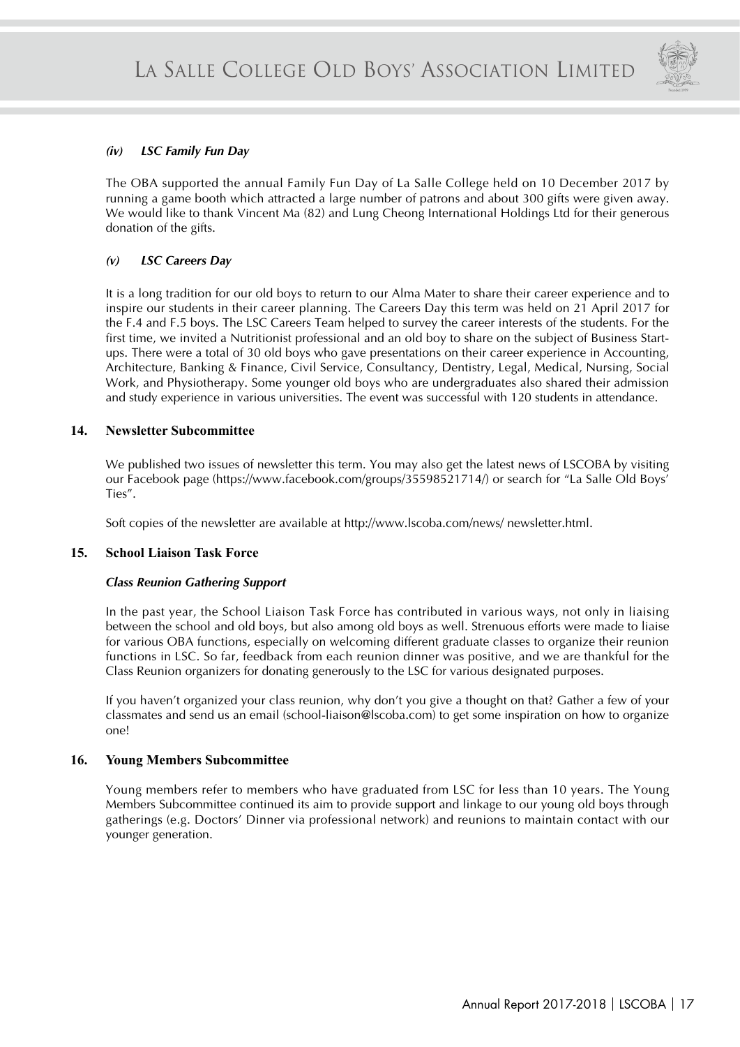#### *(iv) LSC Family Fun Day*

The OBA supported the annual Family Fun Day of La Salle College held on 10 December 2017 by running a game booth which attracted a large number of patrons and about 300 gifts were given away. We would like to thank Vincent Ma (82) and Lung Cheong International Holdings Ltd for their generous donation of the gifts.

#### *(v) LSC Careers Day*

It is a long tradition for our old boys to return to our Alma Mater to share their career experience and to inspire our students in their career planning. The Careers Day this term was held on 21 April 2017 for the F.4 and F.5 boys. The LSC Careers Team helped to survey the career interests of the students. For the first time, we invited a Nutritionist professional and an old boy to share on the subject of Business Start-ups. There were a total of 30 old boys who gave presentations on their career experience in Accounting, Architecture, Banking & Finance, Civil Service, Consultancy, Dentistry, Legal, Medical, Nursing, Social Work, and Physiotherapy. Some younger old boys who are undergraduates also shared their admission and study experience in various universities. The event was successful with 120 students in attendance.

### 14. Newsletter Subcommittee

We published two issues of newsletter this term. You may also get the latest news of LSCOBA by visiting our Facebook page (https://www.facebook.com/groups/35598521714/) or search for "La Salle Old Boys' Ties".

Soft copies of the newsletter are available at http://www.lscoba.com/news/ newsletter.html.

### 15. School Liaison Task Force

#### *Class Reunion Gathering Support*

In the past year, the School Liaison Task Force has contributed in various ways, not only in liaising between the school and old boys, but also among old boys as well. Strenuous efforts were made to liaise for various OBA functions, especially on welcoming different graduate classes to organize their reunion functions in LSC. So far, feedback from each reunion dinner was positive, and we are thankful for the Class Reunion organizers for donating generously to the LSC for various designated purposes.

If you haven't organized your class reunion, why don't you give a thought on that? Gather a few of your classmates and send us an email (school-liaison@lscoba.com) to get some inspiration on how to organize one!

### 16. Young Members Subcommittee

Young members refer to members who have graduated from LSC for less than 10 years. The Young Members Subcommittee continued its aim to provide support and linkage to our young old boys through gatherings (e.g. Doctors' Dinner via professional network) and reunions to maintain contact with our younger generation.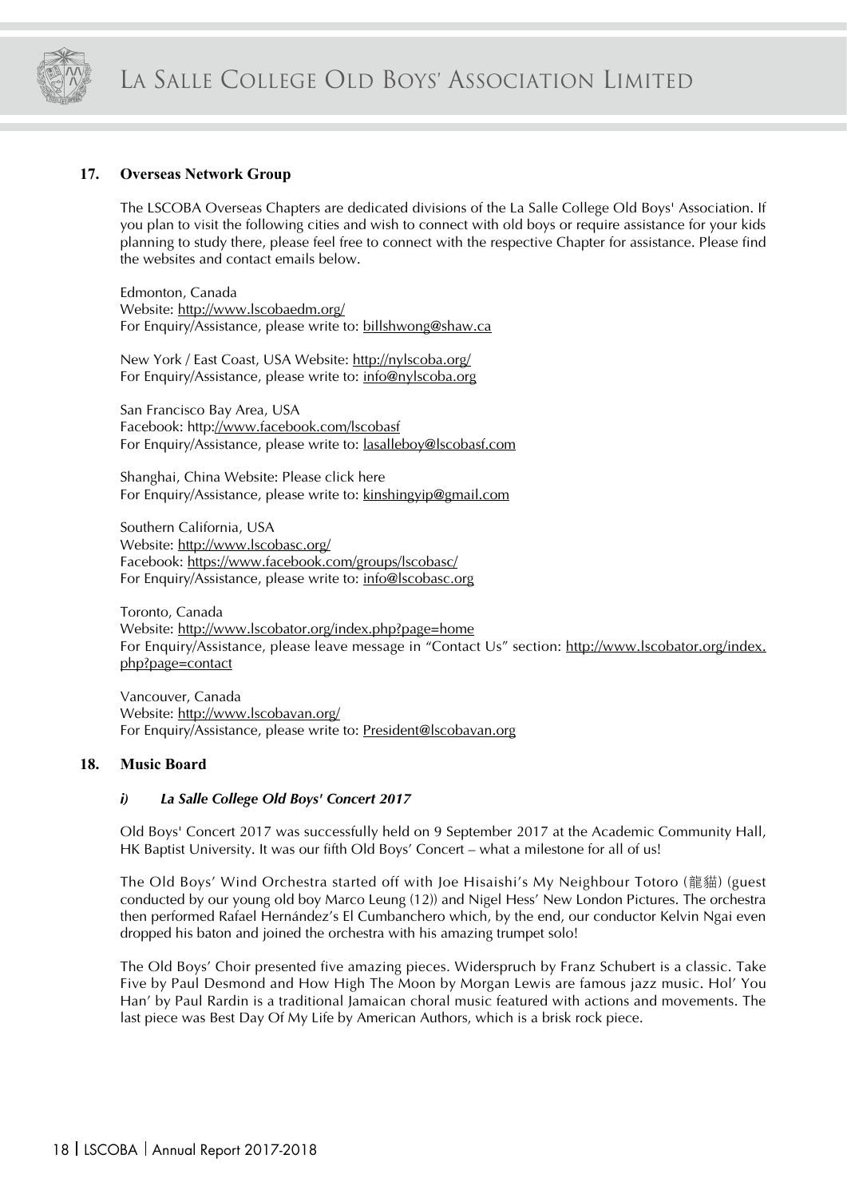## 17. Overseas Network Group

The LSCOBA Overseas Chapters are dedicated divisions of the La Salle College Old Boys' Association. If you plan to visit the following cities and wish to connect with old boys or require assistance for your kids planning to study there, please feel free to connect with the respective Chapter for assistance. Please find the websites and contact emails below.

Edmonton, Canada
Website: http://www.lscobaedm.org/
For Enquiry/Assistance, please write to: billshwong@shaw.ca

New York / East Coast, USA Website: http://nylscoba.org/
For Enquiry/Assistance, please write to: info@nylscoba.org

San Francisco Bay Area, USA
Facebook: http://www.facebook.com/lscobasf
For Enquiry/Assistance, please write to: lasalleboy@lscobasf.com

Shanghai, China Website: Please click here
For Enquiry/Assistance, please write to: kinshingyip@gmail.com

Southern California, USA
Website: http://www.lscobasc.org/
Facebook: https://www.facebook.com/groups/lscobasc/
For Enquiry/Assistance, please write to: info@lscobasc.org

Toronto, Canada
Website: http://www.lscobator.org/index.php?page=home
For Enquiry/Assistance, please leave message in "Contact Us" section: http://www.lscobator.org/index.php?page=contact

Vancouver, Canada
Website: http://www.lscobavan.org/
For Enquiry/Assistance, please write to: President@lscobavan.org

## 18. Music Board

### *i) La Salle College Old Boys' Concert 2017*

Old Boys' Concert 2017 was successfully held on 9 September 2017 at the Academic Community Hall, HK Baptist University. It was our fifth Old Boys' Concert – what a milestone for all of us!

The Old Boys' Wind Orchestra started off with Joe Hisaishi's My Neighbour Totoro (龍貓) (guest conducted by our young old boy Marco Leung (12)) and Nigel Hess' New London Pictures. The orchestra then performed Rafael Hernández's El Cumbanchero which, by the end, our conductor Kelvin Ngai even dropped his baton and joined the orchestra with his amazing trumpet solo!

The Old Boys' Choir presented five amazing pieces. Widerspruch by Franz Schubert is a classic. Take Five by Paul Desmond and How High The Moon by Morgan Lewis are famous jazz music. Hol' You Han' by Paul Rardin is a traditional Jamaican choral music featured with actions and movements. The last piece was Best Day Of My Life by American Authors, which is a brisk rock piece.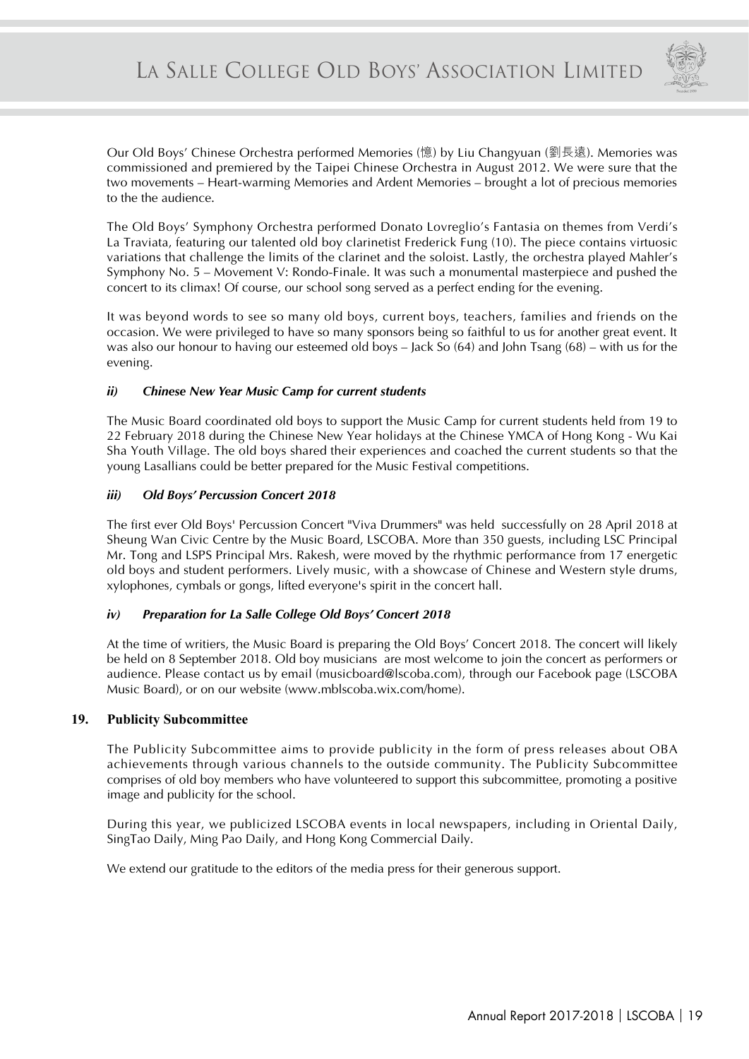Our Old Boys' Chinese Orchestra performed Memories (憶) by Liu Changyuan (劉長遠). Memories was commissioned and premiered by the Taipei Chinese Orchestra in August 2012. We were sure that the two movements – Heart-warming Memories and Ardent Memories – brought a lot of precious memories to the the audience.

The Old Boys' Symphony Orchestra performed Donato Lovreglio's Fantasia on themes from Verdi's La Traviata, featuring our talented old boy clarinetist Frederick Fung (10). The piece contains virtuosic variations that challenge the limits of the clarinet and the soloist. Lastly, the orchestra played Mahler's Symphony No. 5 – Movement V: Rondo-Finale. It was such a monumental masterpiece and pushed the concert to its climax! Of course, our school song served as a perfect ending for the evening.

It was beyond words to see so many old boys, current boys, teachers, families and friends on the occasion. We were privileged to have so many sponsors being so faithful to us for another great event. It was also our honour to having our esteemed old boys – Jack So (64) and John Tsang (68) – with us for the evening.

#### *ii) Chinese New Year Music Camp for current students*

The Music Board coordinated old boys to support the Music Camp for current students held from 19 to 22 February 2018 during the Chinese New Year holidays at the Chinese YMCA of Hong Kong - Wu Kai Sha Youth Village. The old boys shared their experiences and coached the current students so that the young Lasallians could be better prepared for the Music Festival competitions.

#### *iii) Old Boys' Percussion Concert 2018*

The first ever Old Boys' Percussion Concert "Viva Drummers" was held successfully on 28 April 2018 at Sheung Wan Civic Centre by the Music Board, LSCOBA. More than 350 guests, including LSC Principal Mr. Tong and LSPS Principal Mrs. Rakesh, were moved by the rhythmic performance from 17 energetic old boys and student performers. Lively music, with a showcase of Chinese and Western style drums, xylophones, cymbals or gongs, lifted everyone's spirit in the concert hall.

#### *iv) Preparation for La Salle College Old Boys' Concert 2018*

At the time of writiers, the Music Board is preparing the Old Boys' Concert 2018. The concert will likely be held on 8 September 2018. Old boy musicians are most welcome to join the concert as performers or audience. Please contact us by email (musicboard@lscoba.com), through our Facebook page (LSCOBA Music Board), or on our website (www.mblscoba.wix.com/home).

### 19. Publicity Subcommittee

The Publicity Subcommittee aims to provide publicity in the form of press releases about OBA achievements through various channels to the outside community. The Publicity Subcommittee comprises of old boy members who have volunteered to support this subcommittee, promoting a positive image and publicity for the school.

During this year, we publicized LSCOBA events in local newspapers, including in Oriental Daily, SingTao Daily, Ming Pao Daily, and Hong Kong Commercial Daily.

We extend our gratitude to the editors of the media press for their generous support.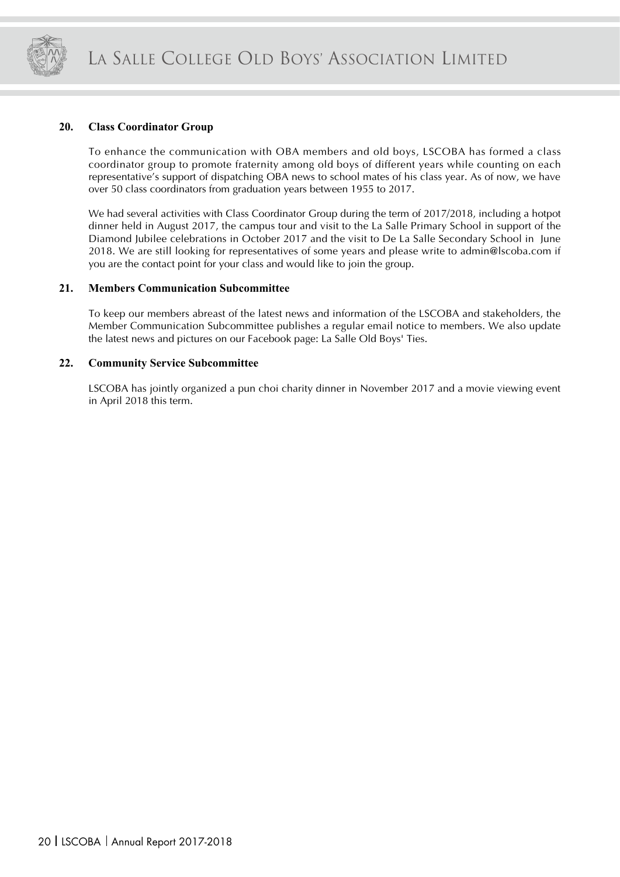## 20. Class Coordinator Group

To enhance the communication with OBA members and old boys, LSCOBA has formed a class coordinator group to promote fraternity among old boys of different years while counting on each representative's support of dispatching OBA news to school mates of his class year. As of now, we have over 50 class coordinators from graduation years between 1955 to 2017.

We had several activities with Class Coordinator Group during the term of 2017/2018, including a hotpot dinner held in August 2017, the campus tour and visit to the La Salle Primary School in support of the Diamond Jubilee celebrations in October 2017 and the visit to De La Salle Secondary School in June 2018. We are still looking for representatives of some years and please write to admin@lscoba.com if you are the contact point for your class and would like to join the group.

## 21. Members Communication Subcommittee

To keep our members abreast of the latest news and information of the LSCOBA and stakeholders, the Member Communication Subcommittee publishes a regular email notice to members. We also update the latest news and pictures on our Facebook page: La Salle Old Boys' Ties.

## 22. Community Service Subcommittee

LSCOBA has jointly organized a pun choi charity dinner in November 2017 and a movie viewing event in April 2018 this term.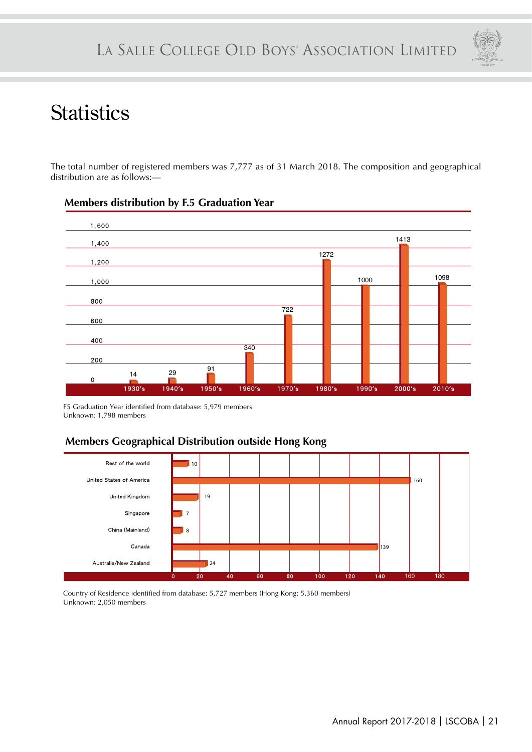# Statistics

The total number of registered members was 7,777 as of 31 March 2018. The composition and geographical distribution are as follows:—

## Members distribution by F.5 Graduation Year

| F.5 Graduation Year | Members |
|---|---|
| 1930's | 14 |
| 1940's | 29 |
| 1950's | 91 |
| 1960's | 340 |
| 1970's | 722 |
| 1980's | 1272 |
| 1990's | 1000 |
| 2000's | 1413 |
| 2010's | 1098 |

F5 Graduation Year identified from database: 5,979 members
Unknown: 1,798 members

## Members Geographical Distribution outside Hong Kong

| Country of Residence | Members |
|---|---|
| Rest of the world | 10 |
| United States of America | 160 |
| United Kingdom | 19 |
| Singapore | 7 |
| China (Mainland) | 8 |
| Canada | 139 |
| Australia/New Zealand | 24 |

Country of Residence identified from database: 5,727 members (Hong Kong: 5,360 members)
Unknown: 2,050 members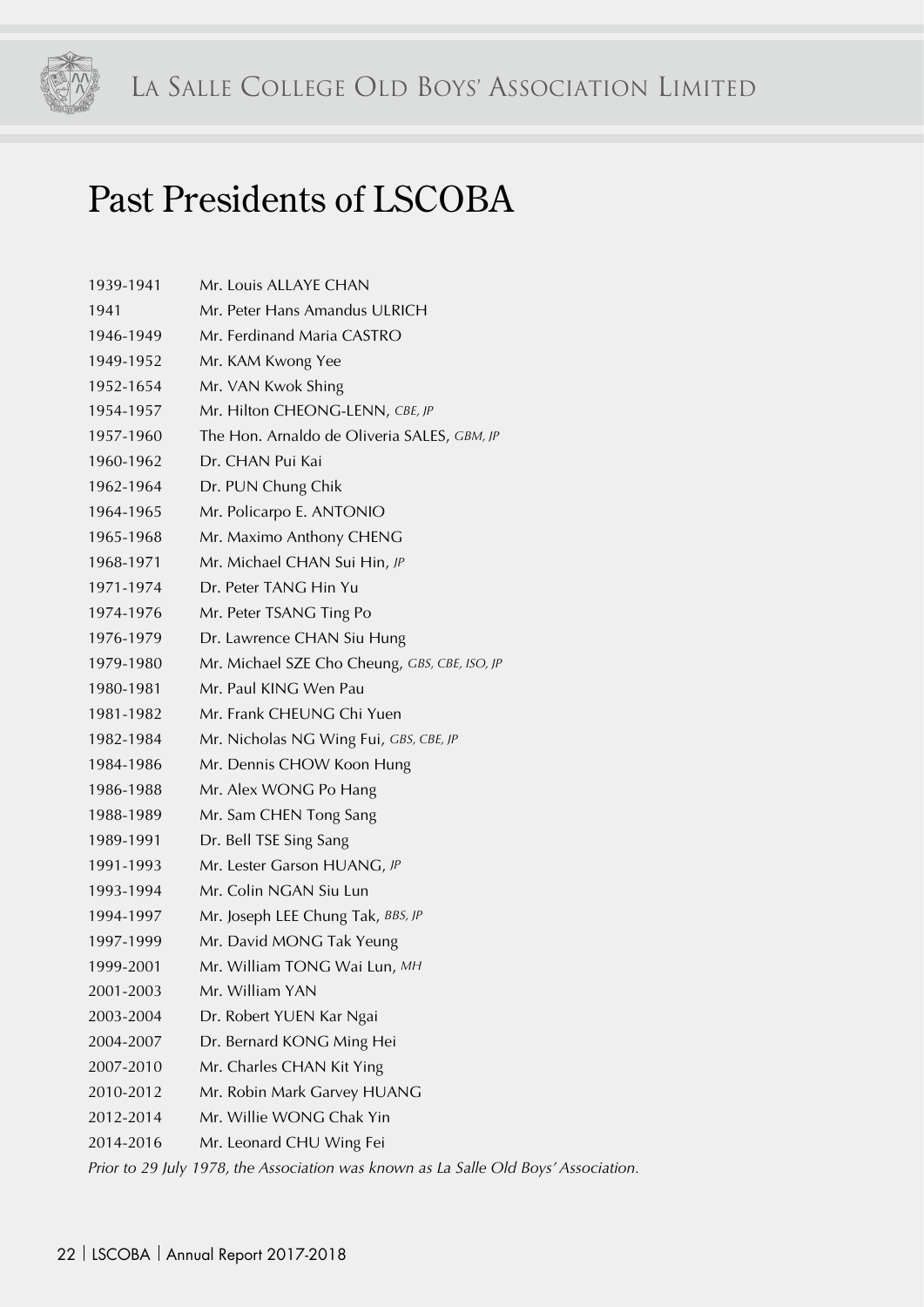# Past Presidents of LSCOBA

| | |
|---|---|
| 1939-1941 | Mr. Louis ALLAYE CHAN |
| 1941 | Mr. Peter Hans Amandus ULRICH |
| 1946-1949 | Mr. Ferdinand Maria CASTRO |
| 1949-1952 | Mr. KAM Kwong Yee |
| 1952-1654 | Mr. VAN Kwok Shing |
| 1954-1957 | Mr. Hilton CHEONG-LENN, *CBE, JP* |
| 1957-1960 | The Hon. Arnaldo de Oliveria SALES, *GBM, JP* |
| 1960-1962 | Dr. CHAN Pui Kai |
| 1962-1964 | Dr. PUN Chung Chik |
| 1964-1965 | Mr. Policarpo E. ANTONIO |
| 1965-1968 | Mr. Maximo Anthony CHENG |
| 1968-1971 | Mr. Michael CHAN Sui Hin, *JP* |
| 1971-1974 | Dr. Peter TANG Hin Yu |
| 1974-1976 | Mr. Peter TSANG Ting Po |
| 1976-1979 | Dr. Lawrence CHAN Siu Hung |
| 1979-1980 | Mr. Michael SZE Cho Cheung, *GBS, CBE, ISO, JP* |
| 1980-1981 | Mr. Paul KING Wen Pau |
| 1981-1982 | Mr. Frank CHEUNG Chi Yuen |
| 1982-1984 | Mr. Nicholas NG Wing Fui, *GBS, CBE, JP* |
| 1984-1986 | Mr. Dennis CHOW Koon Hung |
| 1986-1988 | Mr. Alex WONG Po Hang |
| 1988-1989 | Mr. Sam CHEN Tong Sang |
| 1989-1991 | Dr. Bell TSE Sing Sang |
| 1991-1993 | Mr. Lester Garson HUANG, *JP* |
| 1993-1994 | Mr. Colin NGAN Siu Lun |
| 1994-1997 | Mr. Joseph LEE Chung Tak, *BBS, JP* |
| 1997-1999 | Mr. David MONG Tak Yeung |
| 1999-2001 | Mr. William TONG Wai Lun, *MH* |
| 2001-2003 | Mr. William YAN |
| 2003-2004 | Dr. Robert YUEN Kar Ngai |
| 2004-2007 | Dr. Bernard KONG Ming Hei |
| 2007-2010 | Mr. Charles CHAN Kit Ying |
| 2010-2012 | Mr. Robin Mark Garvey HUANG |
| 2012-2014 | Mr. Willie WONG Chak Yin |
| 2014-2016 | Mr. Leonard CHU Wing Fei |

*Prior to 29 July 1978, the Association was known as La Salle Old Boys' Association.*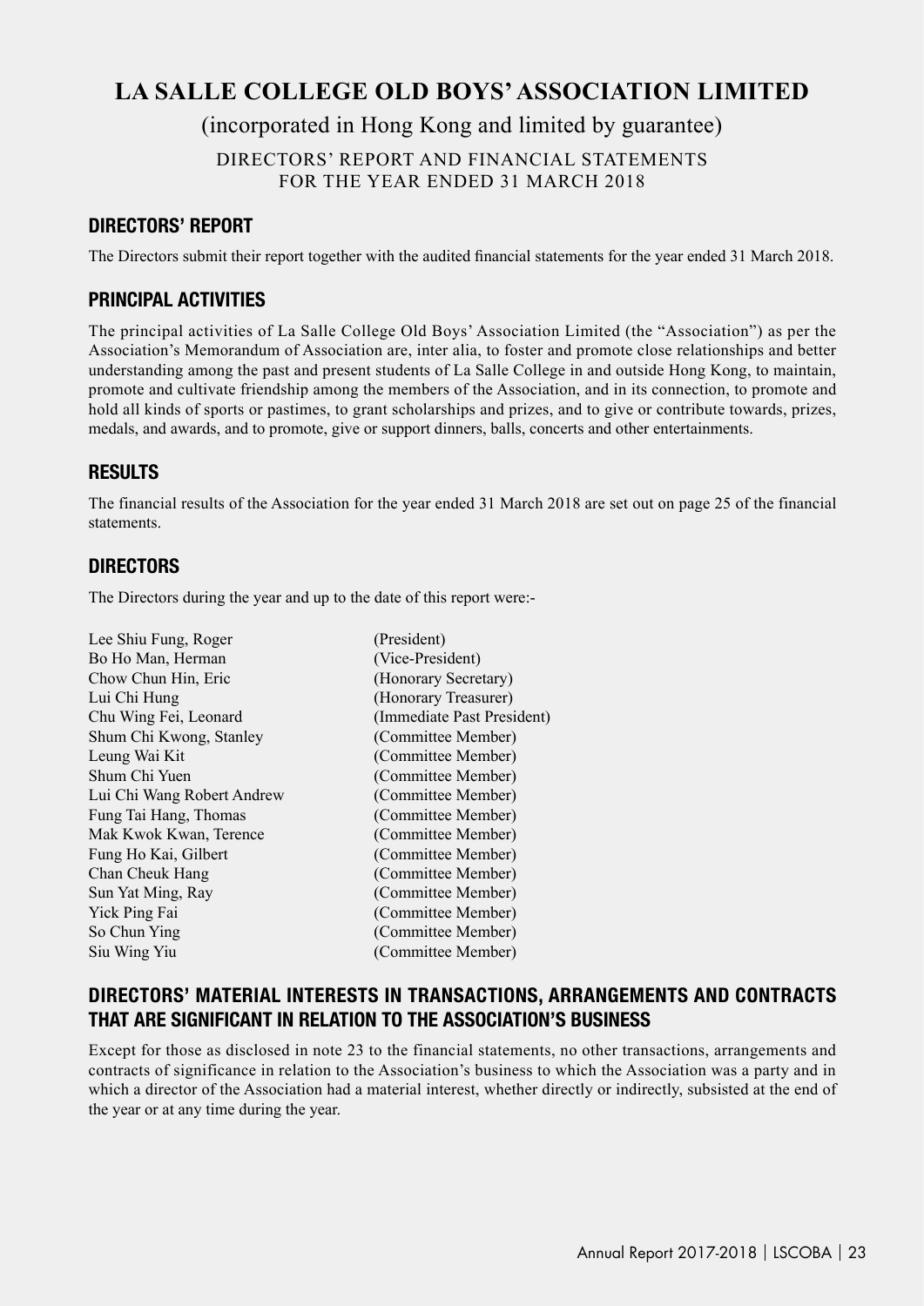# LA SALLE COLLEGE OLD BOYS' ASSOCIATION LIMITED

(incorporated in Hong Kong and limited by guarantee)

DIRECTORS' REPORT AND FINANCIAL STATEMENTS
FOR THE YEAR ENDED 31 MARCH 2018

## DIRECTORS' REPORT

The Directors submit their report together with the audited financial statements for the year ended 31 March 2018.

## PRINCIPAL ACTIVITIES

The principal activities of La Salle College Old Boys' Association Limited (the "Association") as per the Association's Memorandum of Association are, inter alia, to foster and promote close relationships and better understanding among the past and present students of La Salle College in and outside Hong Kong, to maintain, promote and cultivate friendship among the members of the Association, and in its connection, to promote and hold all kinds of sports or pastimes, to grant scholarships and prizes, and to give or contribute towards, prizes, medals, and awards, and to promote, give or support dinners, balls, concerts and other entertainments.

## RESULTS

The financial results of the Association for the year ended 31 March 2018 are set out on page 25 of the financial statements.

## DIRECTORS

The Directors during the year and up to the date of this report were:-

| | |
|---|---|
| Lee Shiu Fung, Roger | (President) |
| Bo Ho Man, Herman | (Vice-President) |
| Chow Chun Hin, Eric | (Honorary Secretary) |
| Lui Chi Hung | (Honorary Treasurer) |
| Chu Wing Fei, Leonard | (Immediate Past President) |
| Shum Chi Kwong, Stanley | (Committee Member) |
| Leung Wai Kit | (Committee Member) |
| Shum Chi Yuen | (Committee Member) |
| Lui Chi Wang Robert Andrew | (Committee Member) |
| Fung Tai Hang, Thomas | (Committee Member) |
| Mak Kwok Kwan, Terence | (Committee Member) |
| Fung Ho Kai, Gilbert | (Committee Member) |
| Chan Cheuk Hang | (Committee Member) |
| Sun Yat Ming, Ray | (Committee Member) |
| Yick Ping Fai | (Committee Member) |
| So Chun Ying | (Committee Member) |
| Siu Wing Yiu | (Committee Member) |

## DIRECTORS' MATERIAL INTERESTS IN TRANSACTIONS, ARRANGEMENTS AND CONTRACTS THAT ARE SIGNIFICANT IN RELATION TO THE ASSOCIATION'S BUSINESS

Except for those as disclosed in note 23 to the financial statements, no other transactions, arrangements and contracts of significance in relation to the Association's business to which the Association was a party and in which a director of the Association had a material interest, whether directly or indirectly, subsisted at the end of the year or at any time during the year.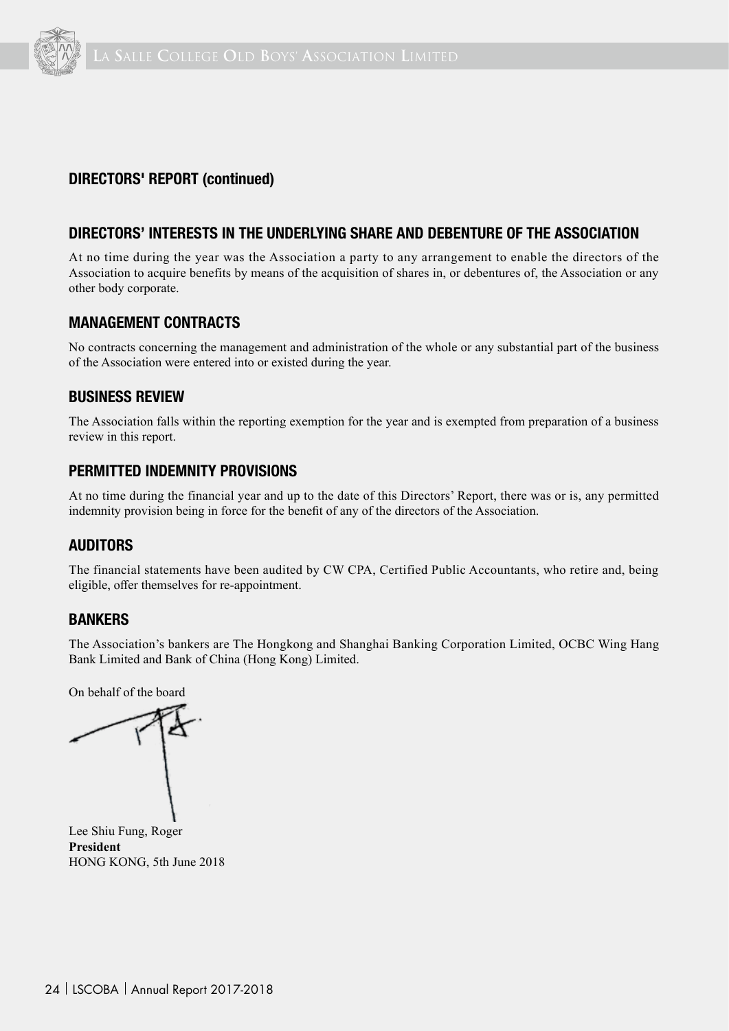## DIRECTORS' REPORT (continued)

## DIRECTORS' INTERESTS IN THE UNDERLYING SHARE AND DEBENTURE OF THE ASSOCIATION

At no time during the year was the Association a party to any arrangement to enable the directors of the Association to acquire benefits by means of the acquisition of shares in, or debentures of, the Association or any other body corporate.

## MANAGEMENT CONTRACTS

No contracts concerning the management and administration of the whole or any substantial part of the business of the Association were entered into or existed during the year.

## BUSINESS REVIEW

The Association falls within the reporting exemption for the year and is exempted from preparation of a business review in this report.

## PERMITTED INDEMNITY PROVISIONS

At no time during the financial year and up to the date of this Directors' Report, there was or is, any permitted indemnity provision being in force for the benefit of any of the directors of the Association.

## AUDITORS

The financial statements have been audited by CW CPA, Certified Public Accountants, who retire and, being eligible, offer themselves for re-appointment.

## BANKERS

The Association's bankers are The Hongkong and Shanghai Banking Corporation Limited, OCBC Wing Hang Bank Limited and Bank of China (Hong Kong) Limited.

On behalf of the board

Lee Shiu Fung, Roger
**President**
HONG KONG, 5th June 2018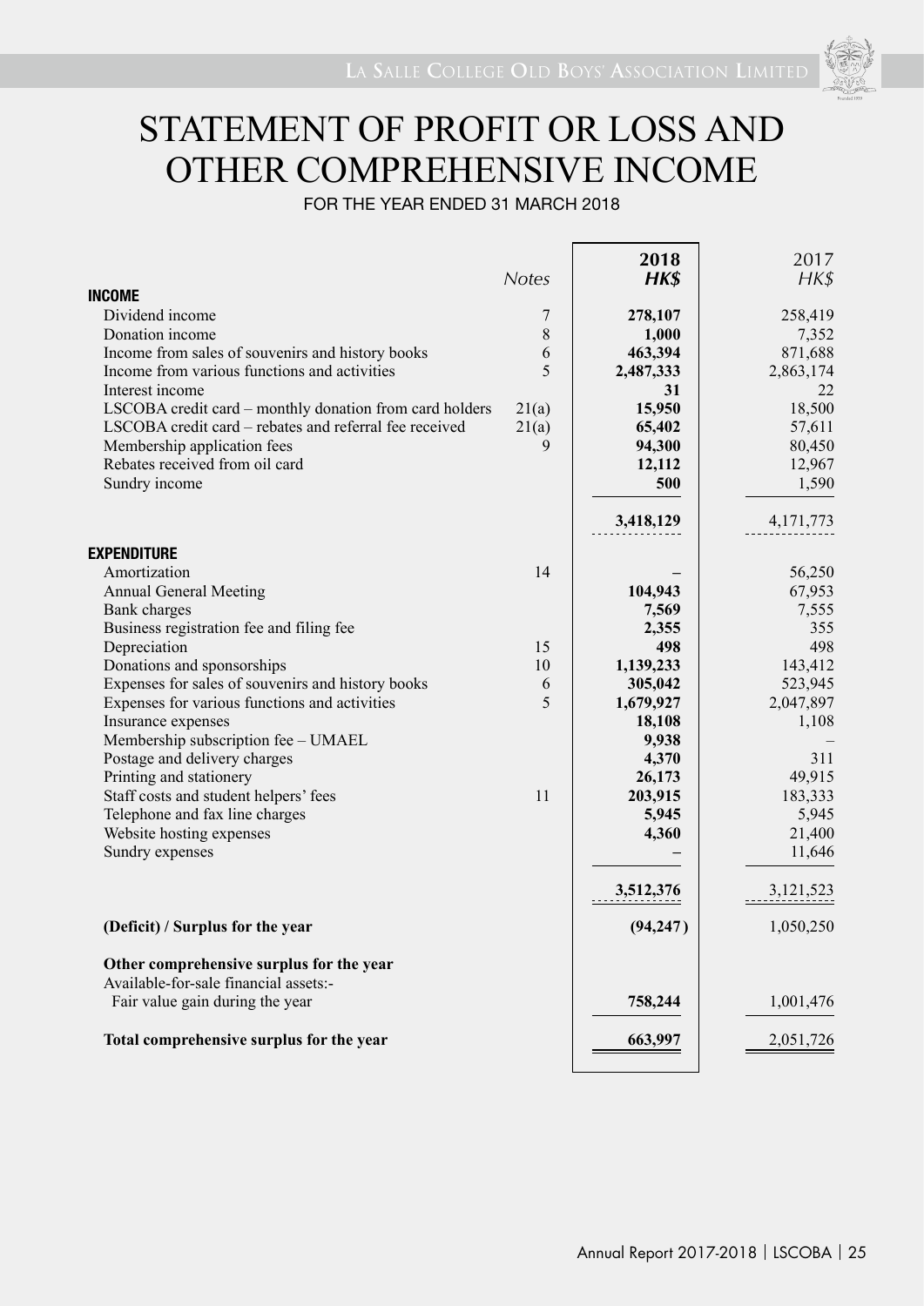# STATEMENT OF PROFIT OR LOSS AND OTHER COMPREHENSIVE INCOME

FOR THE YEAR ENDED 31 MARCH 2018

| | *Notes* | **2018 HK$** | 2017 HK$ |
|---|---|---|---|
| **INCOME** | | | |
| Dividend income | 7 | **278,107** | 258,419 |
| Donation income | 8 | **1,000** | 7,352 |
| Income from sales of souvenirs and history books | 6 | **463,394** | 871,688 |
| Income from various functions and activities | 5 | **2,487,333** | 2,863,174 |
| Interest income | | **31** | 22 |
| LSCOBA credit card – monthly donation from card holders | 21(a) | **15,950** | 18,500 |
| LSCOBA credit card – rebates and referral fee received | 21(a) | **65,402** | 57,611 |
| Membership application fees | 9 | **94,300** | 80,450 |
| Rebates received from oil card | | **12,112** | 12,967 |
| Sundry income | | **500** | 1,590 |
| | | **3,418,129** | 4,171,773 |
| **EXPENDITURE** | | | |
| Amortization | 14 | – | 56,250 |
| Annual General Meeting | | **104,943** | 67,953 |
| Bank charges | | **7,569** | 7,555 |
| Business registration fee and filing fee | | **2,355** | 355 |
| Depreciation | 15 | **498** | 498 |
| Donations and sponsorships | 10 | **1,139,233** | 143,412 |
| Expenses for sales of souvenirs and history books | 6 | **305,042** | 523,945 |
| Expenses for various functions and activities | 5 | **1,679,927** | 2,047,897 |
| Insurance expenses | | **18,108** | 1,108 |
| Membership subscription fee – UMAEL | | **9,938** | – |
| Postage and delivery charges | | **4,370** | 311 |
| Printing and stationery | | **26,173** | 49,915 |
| Staff costs and student helpers' fees | 11 | **203,915** | 183,333 |
| Telephone and fax line charges | | **5,945** | 5,945 |
| Website hosting expenses | | **4,360** | 21,400 |
| Sundry expenses | | – | 11,646 |
| | | **3,512,376** | 3,121,523 |
| **(Deficit) / Surplus for the year** | | **(94,247)** | 1,050,250 |
| **Other comprehensive surplus for the year** | | | |
| Available-for-sale financial assets:- | | | |
| Fair value gain during the year | | **758,244** | 1,001,476 |
| **Total comprehensive surplus for the year** | | **663,997** | 2,051,726 |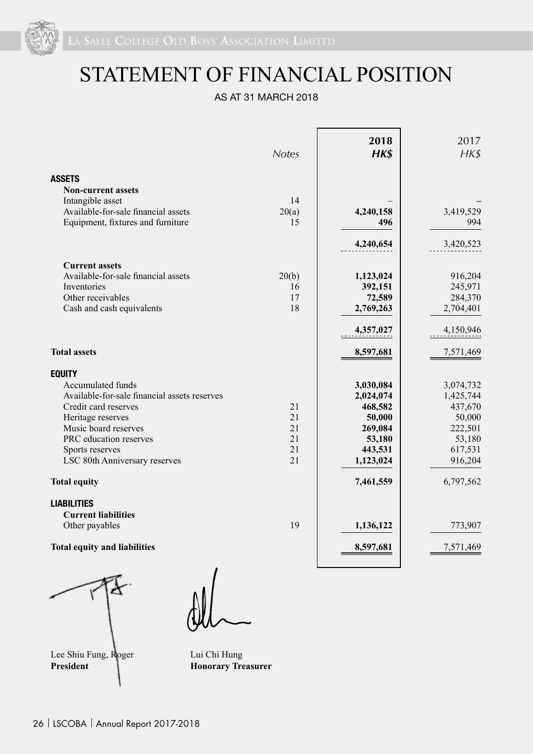# STATEMENT OF FINANCIAL POSITION

AS AT 31 MARCH 2018

| | Notes | 2018 HK$ | 2017 HK$ |
|---|---|---|---|
| **ASSETS** | | | |
| **Non-current assets** | | | |
| Intangible asset | 14 | – | – |
| Available-for-sale financial assets | 20(a) | **4,240,158** | 3,419,529 |
| Equipment, fixtures and furniture | 15 | **496** | 994 |
| | | **4,240,654** | 3,420,523 |
| **Current assets** | | | |
| Available-for-sale financial assets | 20(b) | **1,123,024** | 916,204 |
| Inventories | 16 | **392,151** | 245,971 |
| Other receivables | 17 | **72,589** | 284,370 |
| Cash and cash equivalents | 18 | **2,769,263** | 2,704,401 |
| | | **4,357,027** | 4,150,946 |
| **Total assets** | | **8,597,681** | 7,571,469 |
| **EQUITY** | | | |
| Accumulated funds | | **3,030,084** | 3,074,732 |
| Available-for-sale financial assets reserves | | **2,024,074** | 1,425,744 |
| Credit card reserves | 21 | **468,582** | 437,670 |
| Heritage reserves | 21 | **50,000** | 50,000 |
| Music board reserves | 21 | **269,084** | 222,501 |
| PRC education reserves | 21 | **53,180** | 53,180 |
| Sports reserves | 21 | **443,531** | 617,531 |
| LSC 80th Anniversary reserves | 21 | **1,123,024** | 916,204 |
| **Total equity** | | **7,461,559** | 6,797,562 |
| **LIABILITIES** | | | |
| **Current liabilities** | | | |
| Other payables | 19 | **1,136,122** | 773,907 |
| **Total equity and liabilities** | | **8,597,681** | 7,571,469 |

Lee Shiu Fung, Roger
**President**

Lui Chi Hung
**Honorary Treasurer**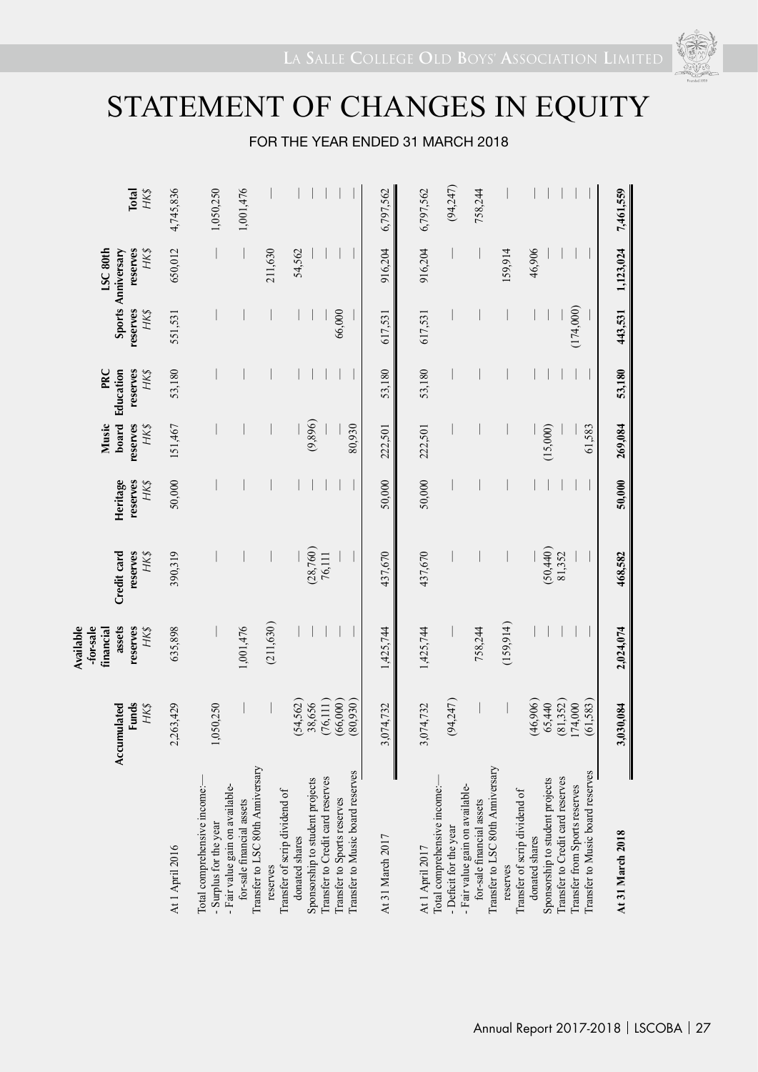# STATEMENT OF CHANGES IN EQUITY

FOR THE YEAR ENDED 31 MARCH 2018

| | Accumulated Funds HK$ | Available-for-sale financial assets reserves HK$ | Credit card reserves HK$ | Heritage reserves HK$ | Music board reserves HK$ | PRC Education reserves HK$ | Sports reserves HK$ | LSC 80th Anniversary reserves HK$ | Total HK$ |
|---|---|---|---|---|---|---|---|---|---|
| At 1 April 2016 | 2,263,429 | 635,898 | 390,319 | 50,000 | 151,467 | 53,180 | 551,531 | 650,012 | 4,745,836 |
| Total comprehensive income:— | | | | | | | | | |
| - Surplus for the year | 1,050,250 | — | — | — | — | — | — | — | 1,050,250 |
| - Fair value gain on available-for-sale financial assets | — | 1,001,476 | — | — | — | — | — | — | 1,001,476 |
| Transfer to LSC 80th Anniversary reserves | — | (211,630) | — | — | — | — | — | 211,630 | — |
| Transfer of scrip dividend of donated shares | (54,562) | — | — | — | — | — | — | 54,562 | — |
| Sponsorship to student projects | 38,656 | — | (28,760) | — | (9,896) | — | — | — | — |
| Transfer to Credit card reserves | (76,111) | — | 76,111 | — | — | — | — | — | — |
| Transfer to Sports reserves | (66,000) | — | — | — | — | — | 66,000 | — | — |
| Transfer to Music board reserves | (80,930) | — | — | — | 80,930 | — | — | — | — |
| At 31 March 2017 | 3,074,732 | 1,425,744 | 437,670 | 50,000 | 222,501 | 53,180 | 617,531 | 916,204 | 6,797,562 |
| At 1 April 2017 | 3,074,732 | 1,425,744 | 437,670 | 50,000 | 222,501 | 53,180 | 617,531 | 916,204 | 6,797,562 |
| Total comprehensive income:— | | | | | | | | | |
| - Deficit for the year | (94,247) | — | — | — | — | — | — | — | (94,247) |
| - Fair value gain on available-for-sale financial assets | — | 758,244 | — | — | — | — | — | — | 758,244 |
| Transfer to LSC 80th Anniversary reserves | — | (159,914) | — | — | — | — | — | 159,914 | — |
| Transfer of scrip dividend of donated shares | (46,906) | — | — | — | — | — | — | 46,906 | — |
| Sponsorship to student projects | 65,440 | — | (50,440) | — | (15,000) | — | — | — | — |
| Transfer to Credit card reserves | (81,352) | — | 81,352 | — | — | — | — | — | — |
| Transfer from Sports reserves | 174,000 | — | — | — | — | — | (174,000) | — | — |
| Transfer to Music board reserves | (61,583) | — | — | — | 61,583 | — | — | — | — |
| **At 31 March 2018** | **3,030,084** | **2,024,074** | **468,582** | **50,000** | **269,084** | **53,180** | **443,531** | **1,123,024** | **7,461,559** |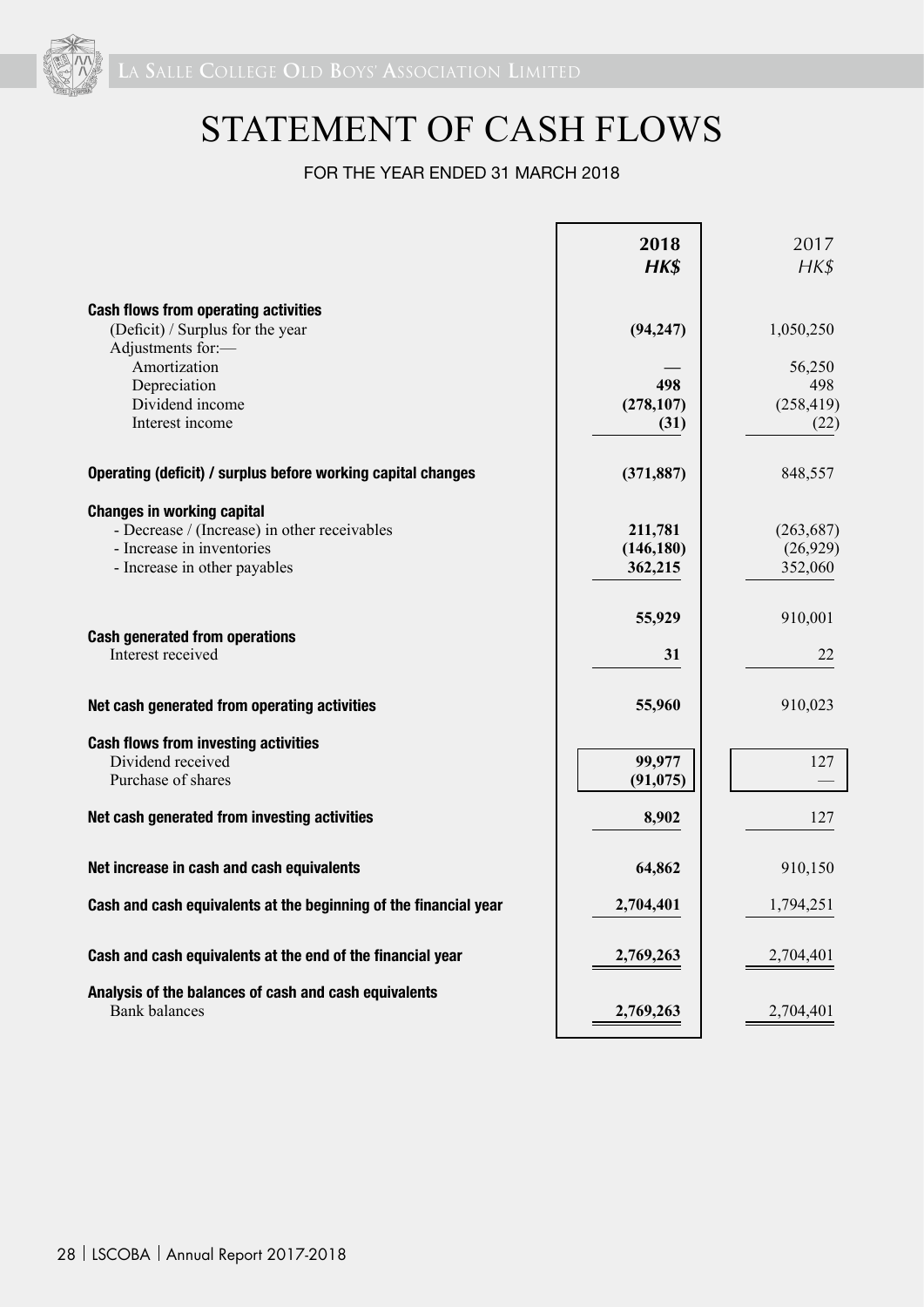# STATEMENT OF CASH FLOWS

FOR THE YEAR ENDED 31 MARCH 2018

| | **2018** | 2017 |
|---|---|---|
| | ***HK$*** | *HK$* |
| **Cash flows from operating activities** | | |
| (Deficit) / Surplus for the year | **(94,247)** | 1,050,250 |
| Adjustments for:— | | |
| Amortization | **—** | 56,250 |
| Depreciation | **498** | 498 |
| Dividend income | **(278,107)** | (258,419) |
| Interest income | **(31)** | (22) |
| **Operating (deficit) / surplus before working capital changes** | **(371,887)** | 848,557 |
| **Changes in working capital** | | |
| - Decrease / (Increase) in other receivables | **211,781** | (263,687) |
| - Increase in inventories | **(146,180)** | (26,929) |
| - Increase in other payables | **362,215** | 352,060 |
| | **55,929** | 910,001 |
| **Cash generated from operations** | | |
| Interest received | **31** | 22 |
| **Net cash generated from operating activities** | **55,960** | 910,023 |
| **Cash flows from investing activities** | | |
| Dividend received | **99,977** | 127 |
| Purchase of shares | **(91,075)** | — |
| **Net cash generated from investing activities** | **8,902** | 127 |
| **Net increase in cash and cash equivalents** | **64,862** | 910,150 |
| **Cash and cash equivalents at the beginning of the financial year** | **2,704,401** | 1,794,251 |
| **Cash and cash equivalents at the end of the financial year** | **2,769,263** | 2,704,401 |
| **Analysis of the balances of cash and cash equivalents** | | |
| Bank balances | **2,769,263** | 2,704,401 |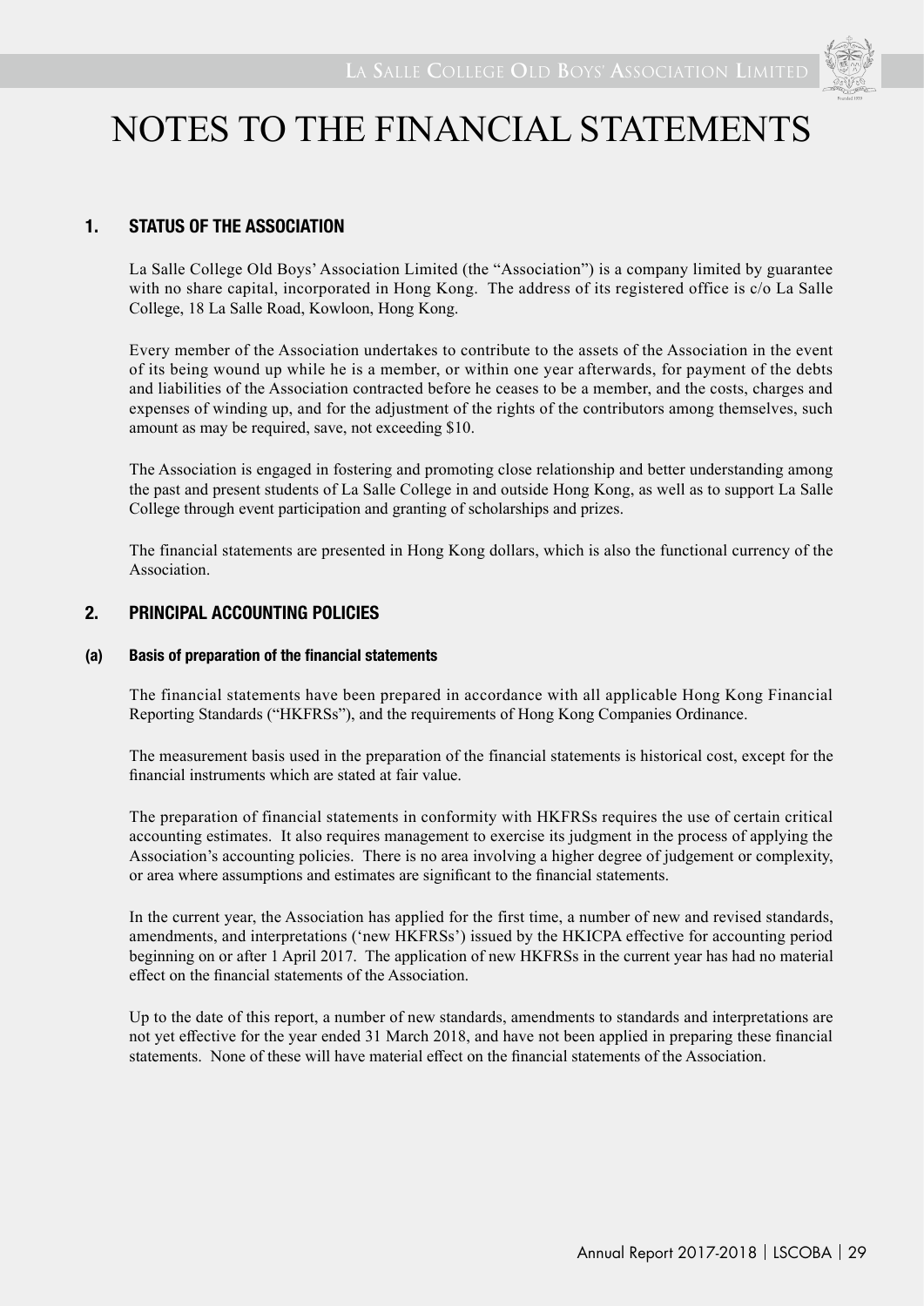# NOTES TO THE FINANCIAL STATEMENTS

## 1. STATUS OF THE ASSOCIATION

La Salle College Old Boys' Association Limited (the "Association") is a company limited by guarantee with no share capital, incorporated in Hong Kong. The address of its registered office is c/o La Salle College, 18 La Salle Road, Kowloon, Hong Kong.

Every member of the Association undertakes to contribute to the assets of the Association in the event of its being wound up while he is a member, or within one year afterwards, for payment of the debts and liabilities of the Association contracted before he ceases to be a member, and the costs, charges and expenses of winding up, and for the adjustment of the rights of the contributors among themselves, such amount as may be required, save, not exceeding $10.

The Association is engaged in fostering and promoting close relationship and better understanding among the past and present students of La Salle College in and outside Hong Kong, as well as to support La Salle College through event participation and granting of scholarships and prizes.

The financial statements are presented in Hong Kong dollars, which is also the functional currency of the Association.

## 2. PRINCIPAL ACCOUNTING POLICIES

### (a) Basis of preparation of the financial statements

The financial statements have been prepared in accordance with all applicable Hong Kong Financial Reporting Standards ("HKFRSs"), and the requirements of Hong Kong Companies Ordinance.

The measurement basis used in the preparation of the financial statements is historical cost, except for the financial instruments which are stated at fair value.

The preparation of financial statements in conformity with HKFRSs requires the use of certain critical accounting estimates. It also requires management to exercise its judgment in the process of applying the Association's accounting policies. There is no area involving a higher degree of judgement or complexity, or area where assumptions and estimates are significant to the financial statements.

In the current year, the Association has applied for the first time, a number of new and revised standards, amendments, and interpretations ('new HKFRSs') issued by the HKICPA effective for accounting period beginning on or after 1 April 2017. The application of new HKFRSs in the current year has had no material effect on the financial statements of the Association.

Up to the date of this report, a number of new standards, amendments to standards and interpretations are not yet effective for the year ended 31 March 2018, and have not been applied in preparing these financial statements. None of these will have material effect on the financial statements of the Association.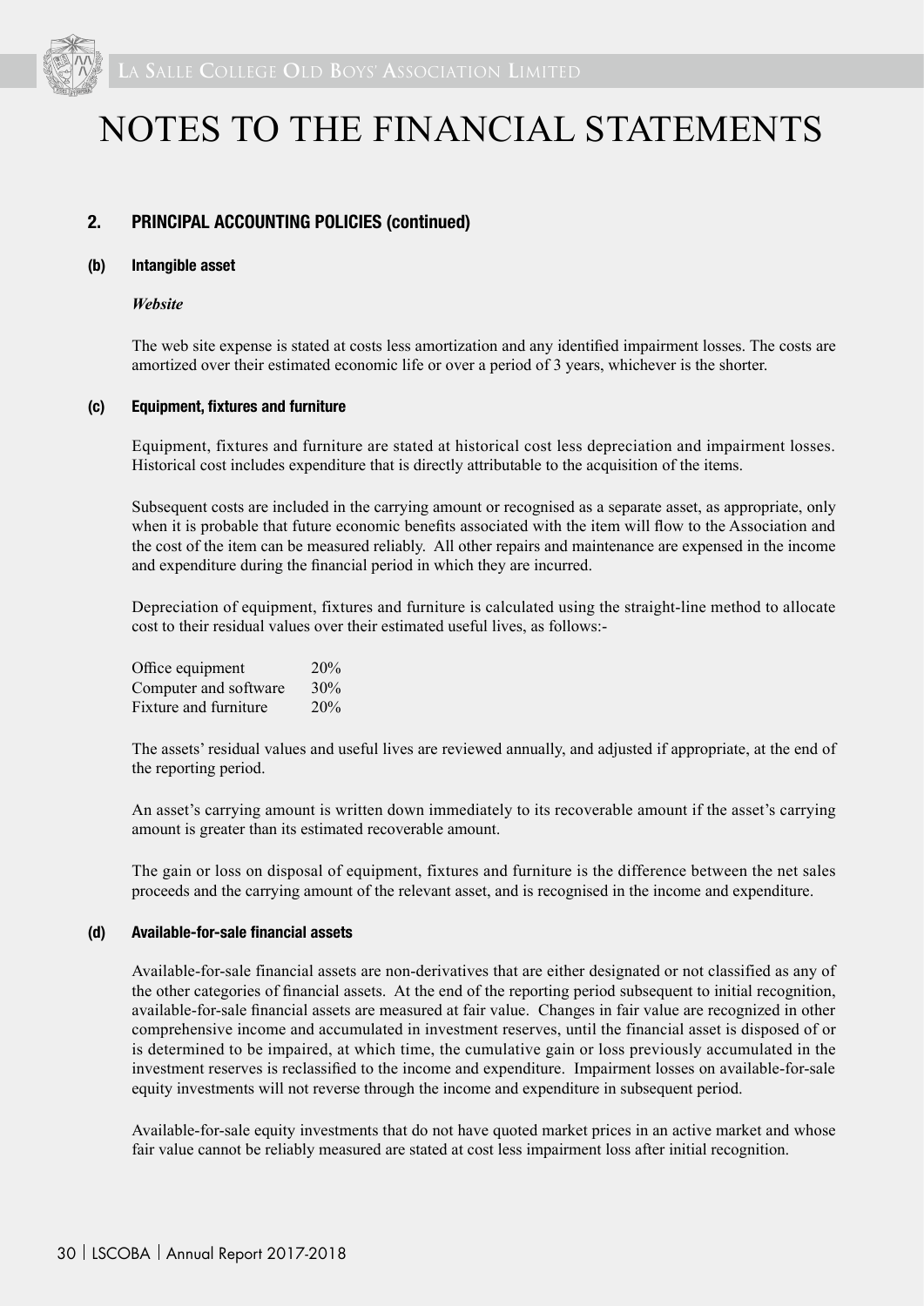# NOTES TO THE FINANCIAL STATEMENTS

## 2. PRINCIPAL ACCOUNTING POLICIES (continued)

### (b) Intangible asset

***Website***

The web site expense is stated at costs less amortization and any identified impairment losses. The costs are amortized over their estimated economic life or over a period of 3 years, whichever is the shorter.

### (c) Equipment, fixtures and furniture

Equipment, fixtures and furniture are stated at historical cost less depreciation and impairment losses. Historical cost includes expenditure that is directly attributable to the acquisition of the items.

Subsequent costs are included in the carrying amount or recognised as a separate asset, as appropriate, only when it is probable that future economic benefits associated with the item will flow to the Association and the cost of the item can be measured reliably. All other repairs and maintenance are expensed in the income and expenditure during the financial period in which they are incurred.

Depreciation of equipment, fixtures and furniture is calculated using the straight-line method to allocate cost to their residual values over their estimated useful lives, as follows:-

| | |
|---|---|
| Office equipment | 20% |
| Computer and software | 30% |
| Fixture and furniture | 20% |

The assets' residual values and useful lives are reviewed annually, and adjusted if appropriate, at the end of the reporting period.

An asset's carrying amount is written down immediately to its recoverable amount if the asset's carrying amount is greater than its estimated recoverable amount.

The gain or loss on disposal of equipment, fixtures and furniture is the difference between the net sales proceeds and the carrying amount of the relevant asset, and is recognised in the income and expenditure.

### (d) Available-for-sale financial assets

Available-for-sale financial assets are non-derivatives that are either designated or not classified as any of the other categories of financial assets. At the end of the reporting period subsequent to initial recognition, available-for-sale financial assets are measured at fair value. Changes in fair value are recognized in other comprehensive income and accumulated in investment reserves, until the financial asset is disposed of or is determined to be impaired, at which time, the cumulative gain or loss previously accumulated in the investment reserves is reclassified to the income and expenditure. Impairment losses on available-for-sale equity investments will not reverse through the income and expenditure in subsequent period.

Available-for-sale equity investments that do not have quoted market prices in an active market and whose fair value cannot be reliably measured are stated at cost less impairment loss after initial recognition.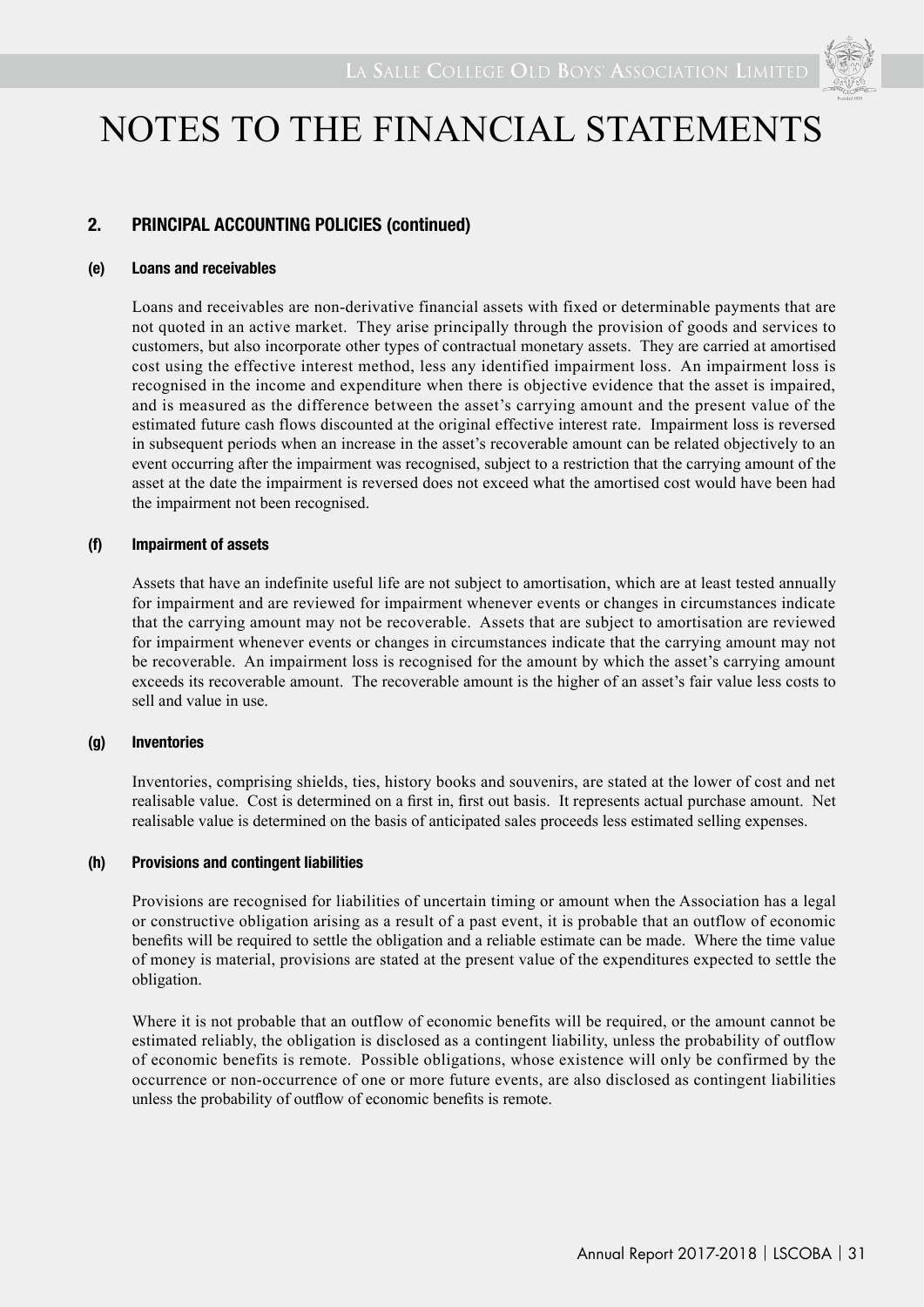# NOTES TO THE FINANCIAL STATEMENTS

## 2. PRINCIPAL ACCOUNTING POLICIES (continued)

### (e) Loans and receivables

Loans and receivables are non-derivative financial assets with fixed or determinable payments that are not quoted in an active market. They arise principally through the provision of goods and services to customers, but also incorporate other types of contractual monetary assets. They are carried at amortised cost using the effective interest method, less any identified impairment loss. An impairment loss is recognised in the income and expenditure when there is objective evidence that the asset is impaired, and is measured as the difference between the asset's carrying amount and the present value of the estimated future cash flows discounted at the original effective interest rate. Impairment loss is reversed in subsequent periods when an increase in the asset's recoverable amount can be related objectively to an event occurring after the impairment was recognised, subject to a restriction that the carrying amount of the asset at the date the impairment is reversed does not exceed what the amortised cost would have been had the impairment not been recognised.

### (f) Impairment of assets

Assets that have an indefinite useful life are not subject to amortisation, which are at least tested annually for impairment and are reviewed for impairment whenever events or changes in circumstances indicate that the carrying amount may not be recoverable. Assets that are subject to amortisation are reviewed for impairment whenever events or changes in circumstances indicate that the carrying amount may not be recoverable. An impairment loss is recognised for the amount by which the asset's carrying amount exceeds its recoverable amount. The recoverable amount is the higher of an asset's fair value less costs to sell and value in use.

### (g) Inventories

Inventories, comprising shields, ties, history books and souvenirs, are stated at the lower of cost and net realisable value. Cost is determined on a first in, first out basis. It represents actual purchase amount. Net realisable value is determined on the basis of anticipated sales proceeds less estimated selling expenses.

### (h) Provisions and contingent liabilities

Provisions are recognised for liabilities of uncertain timing or amount when the Association has a legal or constructive obligation arising as a result of a past event, it is probable that an outflow of economic benefits will be required to settle the obligation and a reliable estimate can be made. Where the time value of money is material, provisions are stated at the present value of the expenditures expected to settle the obligation.

Where it is not probable that an outflow of economic benefits will be required, or the amount cannot be estimated reliably, the obligation is disclosed as a contingent liability, unless the probability of outflow of economic benefits is remote. Possible obligations, whose existence will only be confirmed by the occurrence or non-occurrence of one or more future events, are also disclosed as contingent liabilities unless the probability of outflow of economic benefits is remote.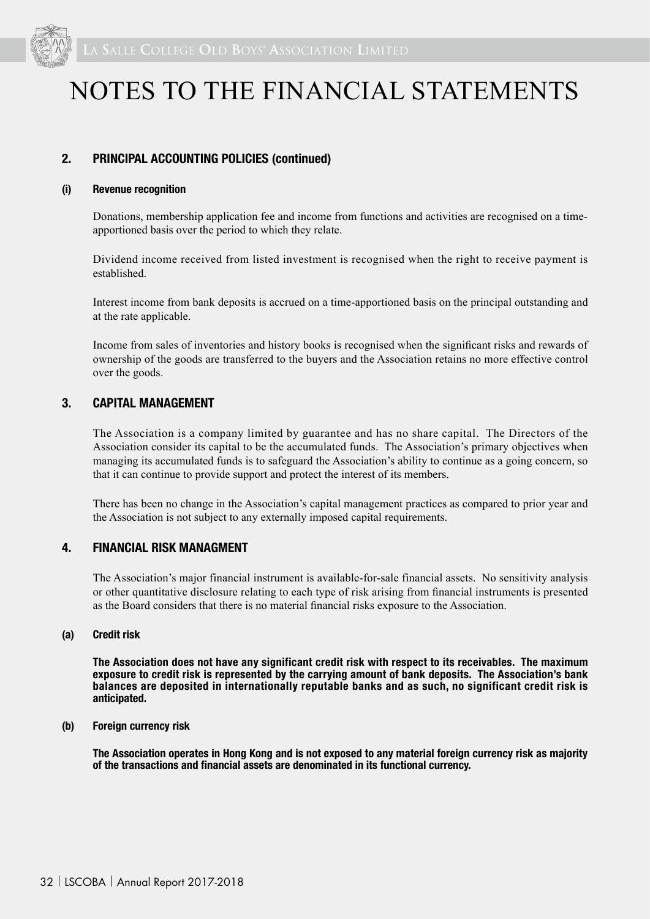# NOTES TO THE FINANCIAL STATEMENTS

## 2. PRINCIPAL ACCOUNTING POLICIES (continued)

### (i) Revenue recognition

Donations, membership application fee and income from functions and activities are recognised on a time-apportioned basis over the period to which they relate.

Dividend income received from listed investment is recognised when the right to receive payment is established.

Interest income from bank deposits is accrued on a time-apportioned basis on the principal outstanding and at the rate applicable.

Income from sales of inventories and history books is recognised when the significant risks and rewards of ownership of the goods are transferred to the buyers and the Association retains no more effective control over the goods.

## 3. CAPITAL MANAGEMENT

The Association is a company limited by guarantee and has no share capital. The Directors of the Association consider its capital to be the accumulated funds. The Association's primary objectives when managing its accumulated funds is to safeguard the Association's ability to continue as a going concern, so that it can continue to provide support and protect the interest of its members.

There has been no change in the Association's capital management practices as compared to prior year and the Association is not subject to any externally imposed capital requirements.

## 4. FINANCIAL RISK MANAGMENT

The Association's major financial instrument is available-for-sale financial assets. No sensitivity analysis or other quantitative disclosure relating to each type of risk arising from financial instruments is presented as the Board considers that there is no material financial risks exposure to the Association.

### (a) Credit risk

**The Association does not have any significant credit risk with respect to its receivables. The maximum exposure to credit risk is represented by the carrying amount of bank deposits. The Association's bank balances are deposited in internationally reputable banks and as such, no significant credit risk is anticipated.**

### (b) Foreign currency risk

**The Association operates in Hong Kong and is not exposed to any material foreign currency risk as majority of the transactions and financial assets are denominated in its functional currency.**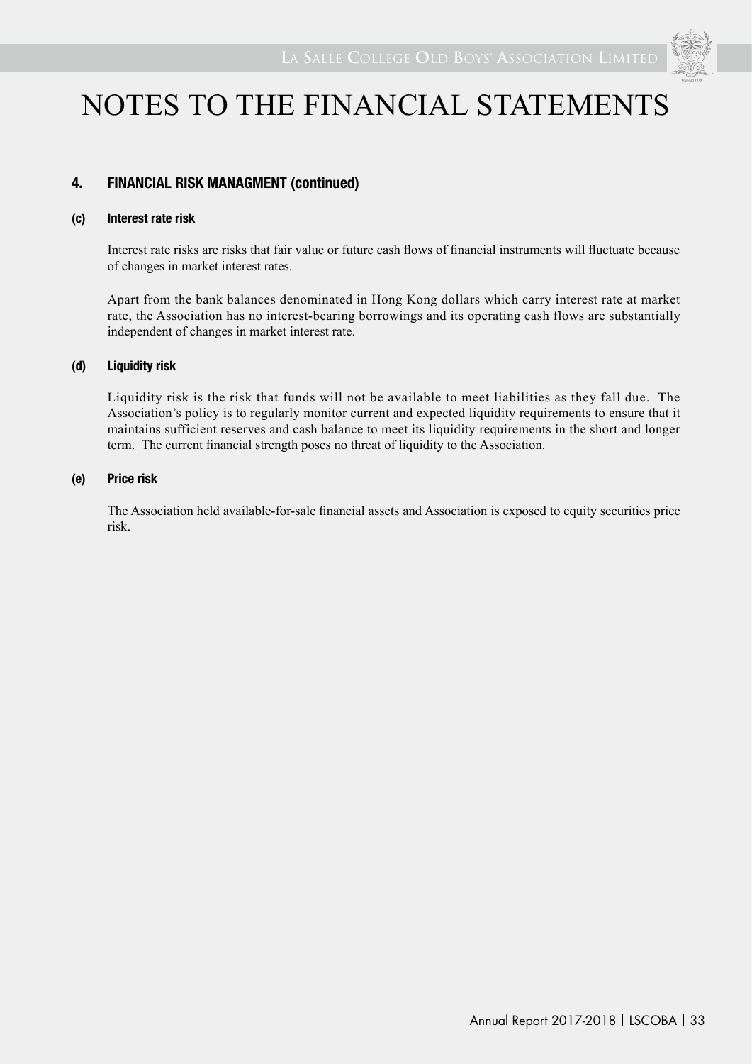# NOTES TO THE FINANCIAL STATEMENTS

## 4. FINANCIAL RISK MANAGMENT (continued)

### (c) Interest rate risk

Interest rate risks are risks that fair value or future cash flows of financial instruments will fluctuate because of changes in market interest rates.

Apart from the bank balances denominated in Hong Kong dollars which carry interest rate at market rate, the Association has no interest-bearing borrowings and its operating cash flows are substantially independent of changes in market interest rate.

### (d) Liquidity risk

Liquidity risk is the risk that funds will not be available to meet liabilities as they fall due. The Association's policy is to regularly monitor current and expected liquidity requirements to ensure that it maintains sufficient reserves and cash balance to meet its liquidity requirements in the short and longer term. The current financial strength poses no threat of liquidity to the Association.

### (e) Price risk

The Association held available-for-sale financial assets and Association is exposed to equity securities price risk.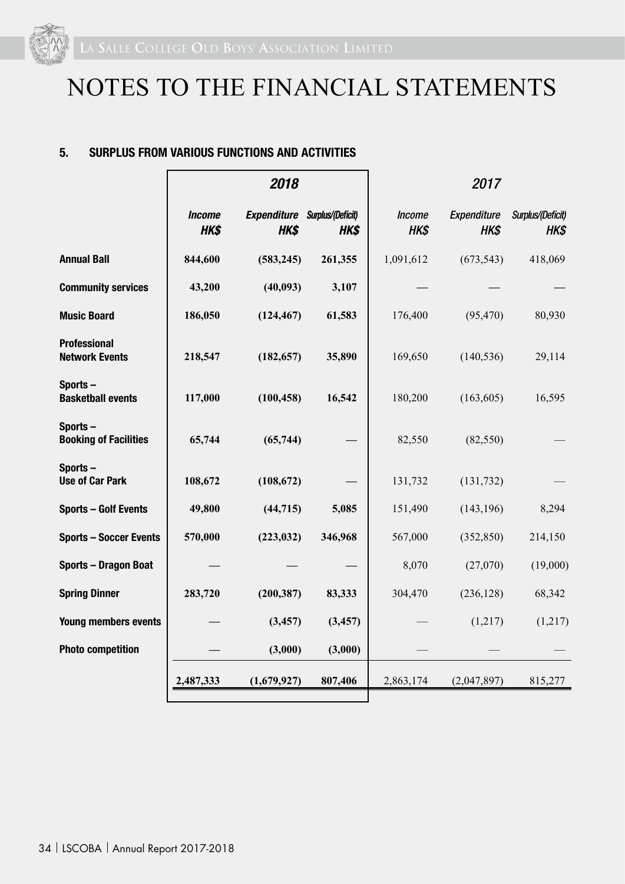# NOTES TO THE FINANCIAL STATEMENTS

### 5. SURPLUS FROM VARIOUS FUNCTIONS AND ACTIVITIES

| | 2018 | | | 2017 | | |
|---|---|---|---|---|---|---|
| | *Income* *HK$* | *Expenditure* *HK$* | *Surplus/(Deficit)* *HK$* | *Income* *HK$* | *Expenditure* *HK$* | *Surplus/(Deficit)* *HK$* |
| **Annual Ball** | **844,600** | **(583,245)** | **261,355** | 1,091,612 | (673,543) | 418,069 |
| **Community services** | **43,200** | **(40,093)** | **3,107** | — | — | — |
| **Music Board** | **186,050** | **(124,467)** | **61,583** | 176,400 | (95,470) | 80,930 |
| **Professional Network Events** | **218,547** | **(182,657)** | **35,890** | 169,650 | (140,536) | 29,114 |
| **Sports – Basketball events** | **117,000** | **(100,458)** | **16,542** | 180,200 | (163,605) | 16,595 |
| **Sports – Booking of Facilities** | **65,744** | **(65,744)** | **—** | 82,550 | (82,550) | — |
| **Sports – Use of Car Park** | **108,672** | **(108,672)** | **—** | 131,732 | (131,732) | — |
| **Sports – Golf Events** | **49,800** | **(44,715)** | **5,085** | 151,490 | (143,196) | 8,294 |
| **Sports – Soccer Events** | **570,000** | **(223,032)** | **346,968** | 567,000 | (352,850) | 214,150 |
| **Sports – Dragon Boat** | **—** | **—** | **—** | 8,070 | (27,070) | (19,000) |
| **Spring Dinner** | **283,720** | **(200,387)** | **83,333** | 304,470 | (236,128) | 68,342 |
| **Young members events** | **—** | **(3,457)** | **(3,457)** | — | (1,217) | (1,217) |
| **Photo competition** | **—** | **(3,000)** | **(3,000)** | — | — | — |
| | **2,487,333** | **(1,679,927)** | **807,406** | 2,863,174 | (2,047,897) | 815,277 |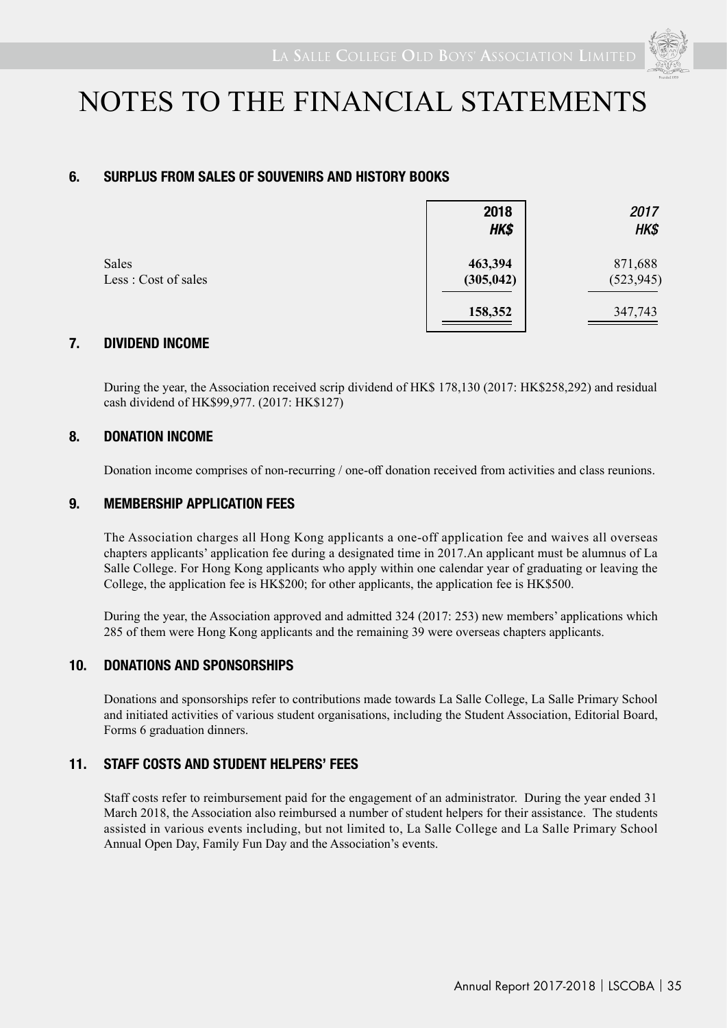# NOTES TO THE FINANCIAL STATEMENTS

## 6. SURPLUS FROM SALES OF SOUVENIRS AND HISTORY BOOKS

| | **2018** | *2017* |
|---|---|---|
| | ***HK$*** | ***HK$*** |
| Sales | **463,394** | 871,688 |
| Less : Cost of sales | **(305,042)** | (523,945) |
| | **158,352** | 347,743 |

## 7. DIVIDEND INCOME

During the year, the Association received scrip dividend of HK$ 178,130 (2017: HK$258,292) and residual cash dividend of HK$99,977. (2017: HK$127)

## 8. DONATION INCOME

Donation income comprises of non-recurring / one-off donation received from activities and class reunions.

## 9. MEMBERSHIP APPLICATION FEES

The Association charges all Hong Kong applicants a one-off application fee and waives all overseas chapters applicants' application fee during a designated time in 2017.An applicant must be alumnus of La Salle College. For Hong Kong applicants who apply within one calendar year of graduating or leaving the College, the application fee is HK$200; for other applicants, the application fee is HK$500.

During the year, the Association approved and admitted 324 (2017: 253) new members' applications which 285 of them were Hong Kong applicants and the remaining 39 were overseas chapters applicants.

## 10. DONATIONS AND SPONSORSHIPS

Donations and sponsorships refer to contributions made towards La Salle College, La Salle Primary School and initiated activities of various student organisations, including the Student Association, Editorial Board, Forms 6 graduation dinners.

## 11. STAFF COSTS AND STUDENT HELPERS' FEES

Staff costs refer to reimbursement paid for the engagement of an administrator. During the year ended 31 March 2018, the Association also reimbursed a number of student helpers for their assistance. The students assisted in various events including, but not limited to, La Salle College and La Salle Primary School Annual Open Day, Family Fun Day and the Association's events.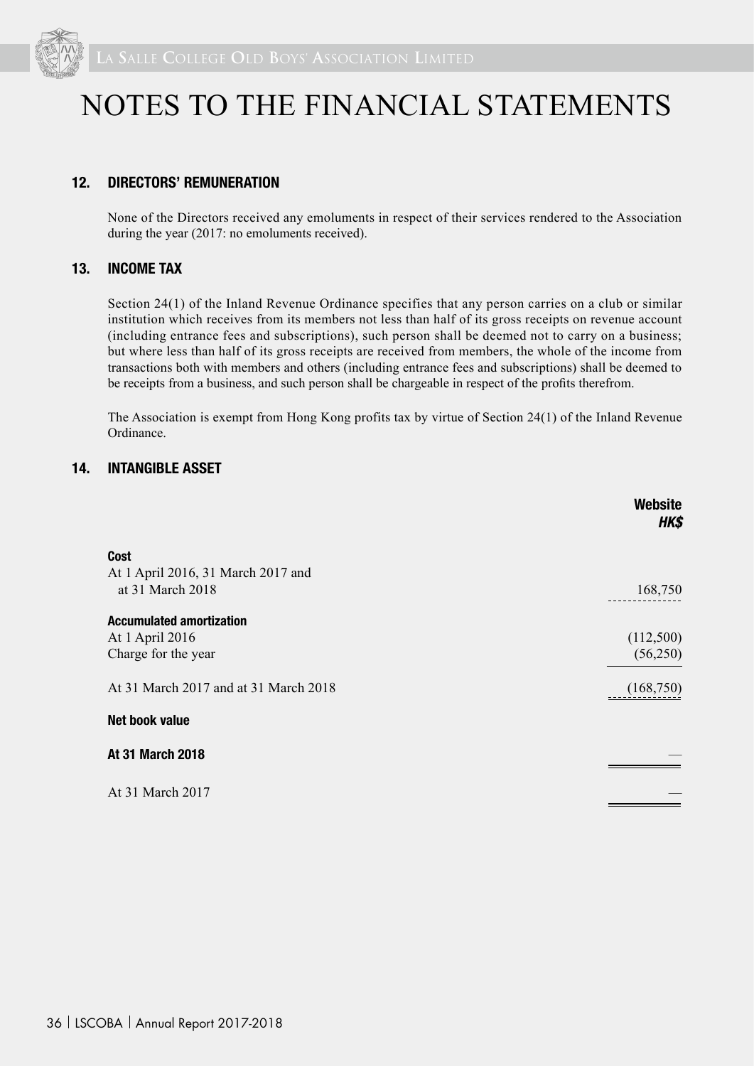# NOTES TO THE FINANCIAL STATEMENTS

## 12. DIRECTORS' REMUNERATION

None of the Directors received any emoluments in respect of their services rendered to the Association during the year (2017: no emoluments received).

## 13. INCOME TAX

Section 24(1) of the Inland Revenue Ordinance specifies that any person carries on a club or similar institution which receives from its members not less than half of its gross receipts on revenue account (including entrance fees and subscriptions), such person shall be deemed not to carry on a business; but where less than half of its gross receipts are received from members, the whole of the income from transactions both with members and others (including entrance fees and subscriptions) shall be deemed to be receipts from a business, and such person shall be chargeable in respect of the profits therefrom.

The Association is exempt from Hong Kong profits tax by virtue of Section 24(1) of the Inland Revenue Ordinance.

## 14. INTANGIBLE ASSET

| | **Website** *HK$* |
|---|---|
| **Cost** | |
| At 1 April 2016, 31 March 2017 and at 31 March 2018 | 168,750 |
| **Accumulated amortization** | |
| At 1 April 2016 | (112,500) |
| Charge for the year | (56,250) |
| At 31 March 2017 and at 31 March 2018 | (168,750) |
| **Net book value** | |
| **At 31 March 2018** | — |
| At 31 March 2017 | — |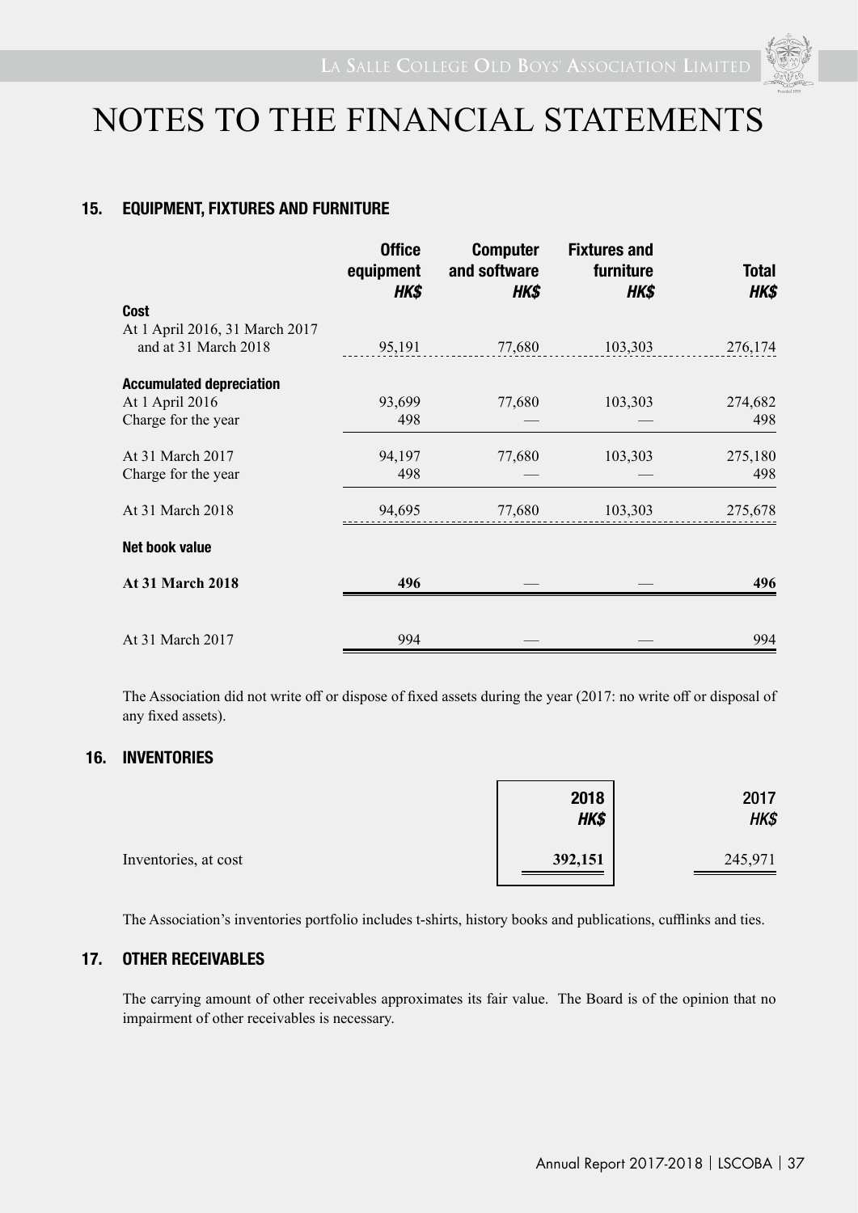# NOTES TO THE FINANCIAL STATEMENTS

## 15. EQUIPMENT, FIXTURES AND FURNITURE

| | Office equipment *HK$* | Computer and software *HK$* | Fixtures and furniture *HK$* | Total *HK$* |
|---|---|---|---|---|
| **Cost** | | | | |
| At 1 April 2016, 31 March 2017 and at 31 March 2018 | 95,191 | 77,680 | 103,303 | 276,174 |
| **Accumulated depreciation** | | | | |
| At 1 April 2016 | 93,699 | 77,680 | 103,303 | 274,682 |
| Charge for the year | 498 | — | — | 498 |
| At 31 March 2017 | 94,197 | 77,680 | 103,303 | 275,180 |
| Charge for the year | 498 | — | — | 498 |
| At 31 March 2018 | 94,695 | 77,680 | 103,303 | 275,678 |
| **Net book value** | | | | |
| **At 31 March 2018** | **496** | — | — | **496** |
| At 31 March 2017 | 994 | — | — | 994 |

The Association did not write off or dispose of fixed assets during the year (2017: no write off or disposal of any fixed assets).

## 16. INVENTORIES

| | 2018 *HK$* | 2017 *HK$* |
|---|---|---|
| Inventories, at cost | **392,151** | 245,971 |

The Association's inventories portfolio includes t-shirts, history books and publications, cufflinks and ties.

## 17. OTHER RECEIVABLES

The carrying amount of other receivables approximates its fair value. The Board is of the opinion that no impairment of other receivables is necessary.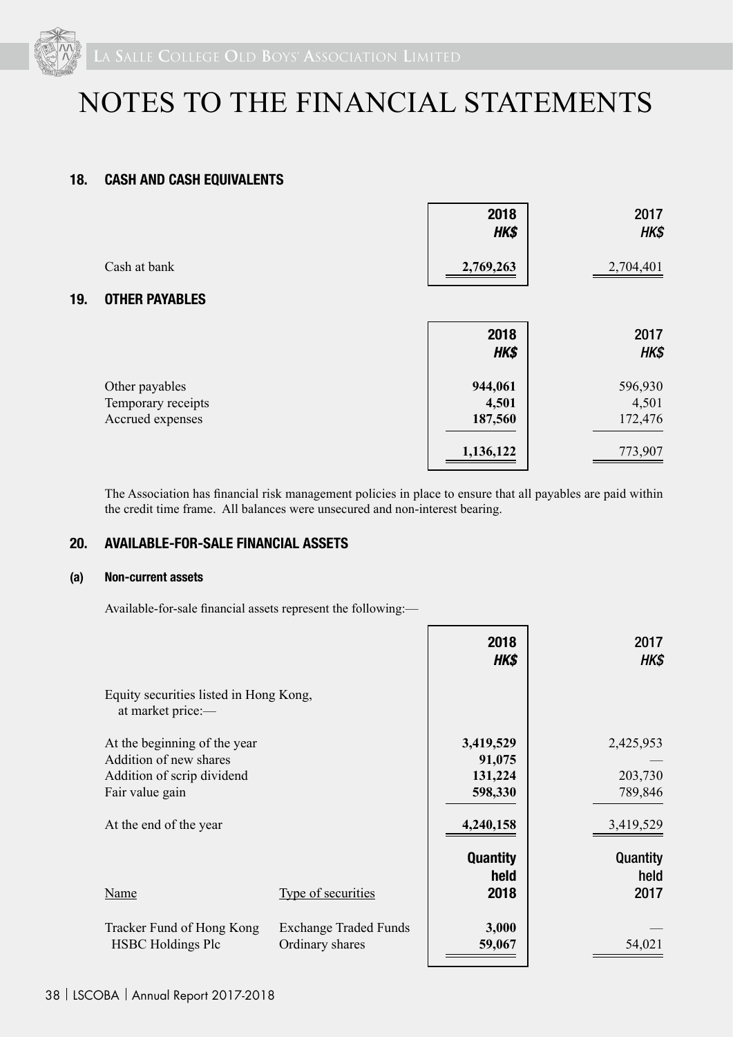# NOTES TO THE FINANCIAL STATEMENTS

## 18. CASH AND CASH EQUIVALENTS

| | 2018 HK$ | 2017 HK$ |
|---|---|---|
| Cash at bank | **2,769,263** | 2,704,401 |

## 19. OTHER PAYABLES

| | 2018 HK$ | 2017 HK$ |
|---|---|---|
| Other payables | **944,061** | 596,930 |
| Temporary receipts | **4,501** | 4,501 |
| Accrued expenses | **187,560** | 172,476 |
| | **1,136,122** | 773,907 |

The Association has financial risk management policies in place to ensure that all payables are paid within the credit time frame. All balances were unsecured and non-interest bearing.

## 20. AVAILABLE-FOR-SALE FINANCIAL ASSETS

### (a) Non-current assets

Available-for-sale financial assets represent the following:—

| | | 2018 HK$ | 2017 HK$ |
|---|---|---|---|
| Equity securities listed in Hong Kong, at market price:— | | | |
| At the beginning of the year | | **3,419,529** | 2,425,953 |
| Addition of new shares | | **91,075** | — |
| Addition of scrip dividend | | **131,224** | 203,730 |
| Fair value gain | | **598,330** | 789,846 |
| At the end of the year | | **4,240,158** | 3,419,529 |
| <u>Name</u> | <u>Type of securities</u> | **Quantity held 2018** | **Quantity held 2017** |
| Tracker Fund of Hong Kong | Exchange Traded Funds | **3,000** | — |
| HSBC Holdings Plc | Ordinary shares | **59,067** | 54,021 |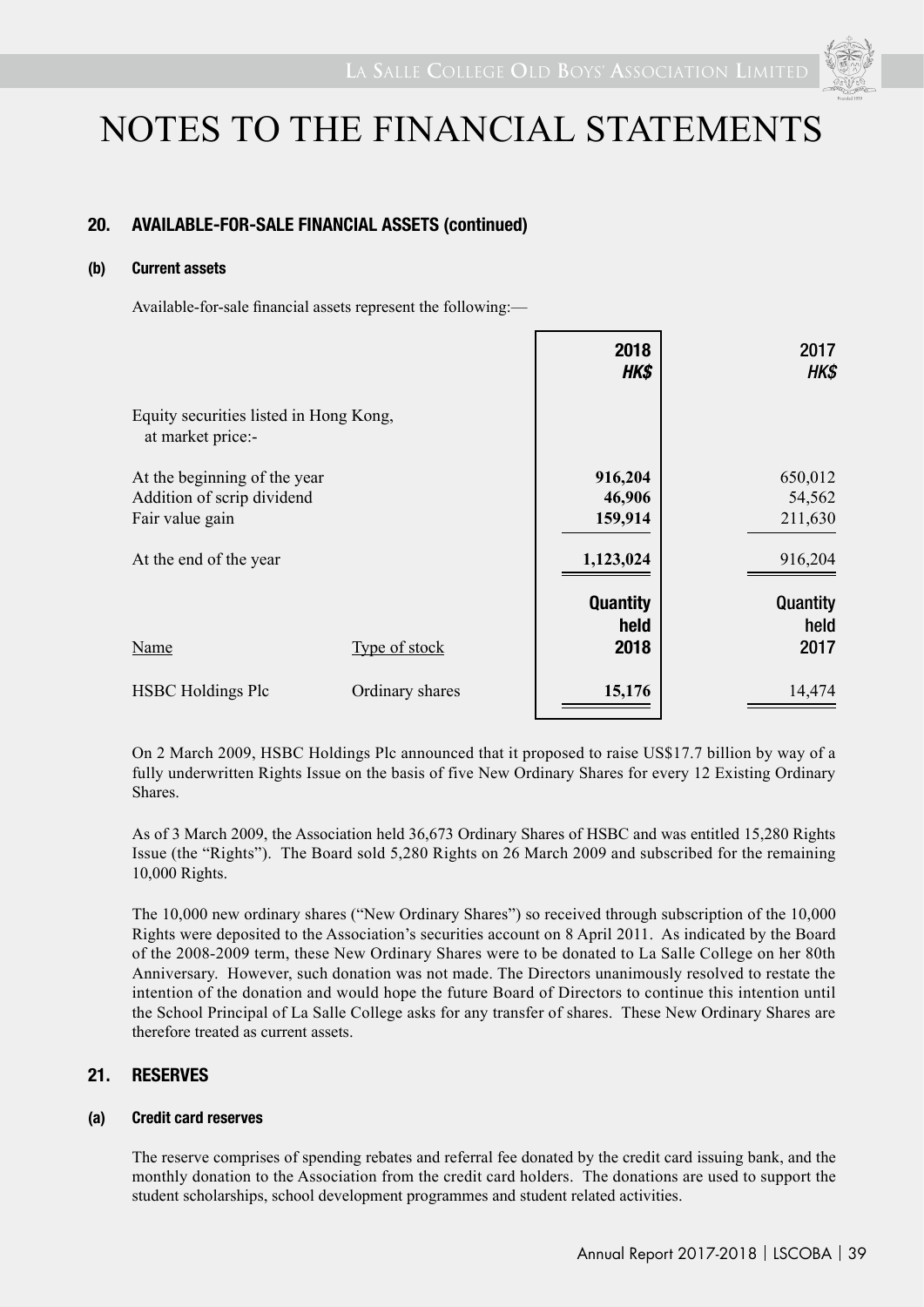# NOTES TO THE FINANCIAL STATEMENTS

## 20. AVAILABLE-FOR-SALE FINANCIAL ASSETS (continued)

### (b) Current assets

Available-for-sale financial assets represent the following:—

| | | 2018 HK$ | 2017 HK$ |
|---|---|---|---|
| Equity securities listed in Hong Kong, at market price:- | | | |
| At the beginning of the year | | **916,204** | 650,012 |
| Addition of scrip dividend | | **46,906** | 54,562 |
| Fair value gain | | **159,914** | 211,630 |
| At the end of the year | | **1,123,024** | 916,204 |
| | | **Quantity held 2018** | **Quantity held 2017** |
| Name | Type of stock | | |
| HSBC Holdings Plc | Ordinary shares | **15,176** | 14,474 |

On 2 March 2009, HSBC Holdings Plc announced that it proposed to raise US$17.7 billion by way of a fully underwritten Rights Issue on the basis of five New Ordinary Shares for every 12 Existing Ordinary Shares.

As of 3 March 2009, the Association held 36,673 Ordinary Shares of HSBC and was entitled 15,280 Rights Issue (the "Rights"). The Board sold 5,280 Rights on 26 March 2009 and subscribed for the remaining 10,000 Rights.

The 10,000 new ordinary shares ("New Ordinary Shares") so received through subscription of the 10,000 Rights were deposited to the Association's securities account on 8 April 2011. As indicated by the Board of the 2008-2009 term, these New Ordinary Shares were to be donated to La Salle College on her 80th Anniversary. However, such donation was not made. The Directors unanimously resolved to restate the intention of the donation and would hope the future Board of Directors to continue this intention until the School Principal of La Salle College asks for any transfer of shares. These New Ordinary Shares are therefore treated as current assets.

## 21. RESERVES

### (a) Credit card reserves

The reserve comprises of spending rebates and referral fee donated by the credit card issuing bank, and the monthly donation to the Association from the credit card holders. The donations are used to support the student scholarships, school development programmes and student related activities.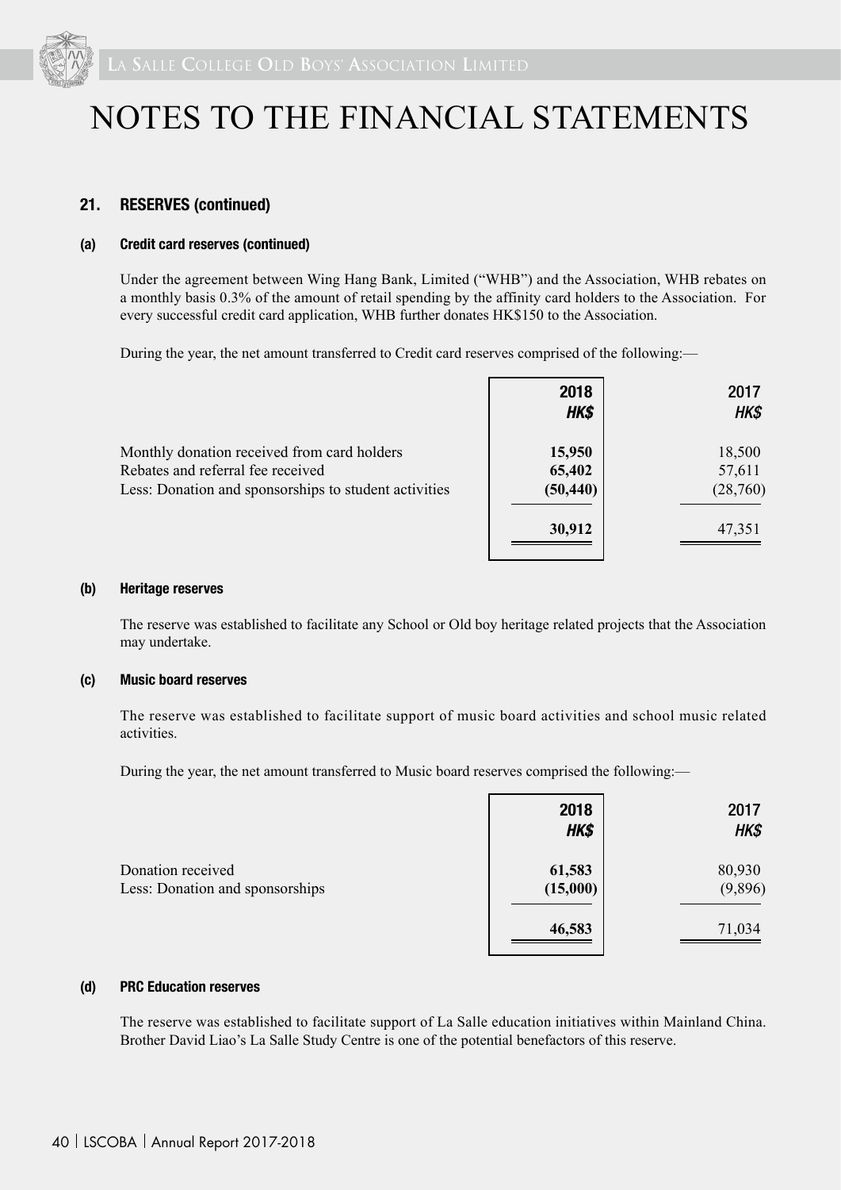# NOTES TO THE FINANCIAL STATEMENTS

## 21. RESERVES (continued)

### (a) Credit card reserves (continued)

Under the agreement between Wing Hang Bank, Limited ("WHB") and the Association, WHB rebates on a monthly basis 0.3% of the amount of retail spending by the affinity card holders to the Association. For every successful credit card application, WHB further donates HK$150 to the Association.

During the year, the net amount transferred to Credit card reserves comprised of the following:—

| | 2018 HK$ | 2017 HK$ |
|---|---|---|
| Monthly donation received from card holders | **15,950** | 18,500 |
| Rebates and referral fee received | **65,402** | 57,611 |
| Less: Donation and sponsorships to student activities | **(50,440)** | (28,760) |
| | **30,912** | 47,351 |

### (b) Heritage reserves

The reserve was established to facilitate any School or Old boy heritage related projects that the Association may undertake.

### (c) Music board reserves

The reserve was established to facilitate support of music board activities and school music related activities.

During the year, the net amount transferred to Music board reserves comprised the following:—

| | 2018 HK$ | 2017 HK$ |
|---|---|---|
| Donation received | **61,583** | 80,930 |
| Less: Donation and sponsorships | **(15,000)** | (9,896) |
| | **46,583** | 71,034 |

### (d) PRC Education reserves

The reserve was established to facilitate support of La Salle education initiatives within Mainland China. Brother David Liao's La Salle Study Centre is one of the potential benefactors of this reserve.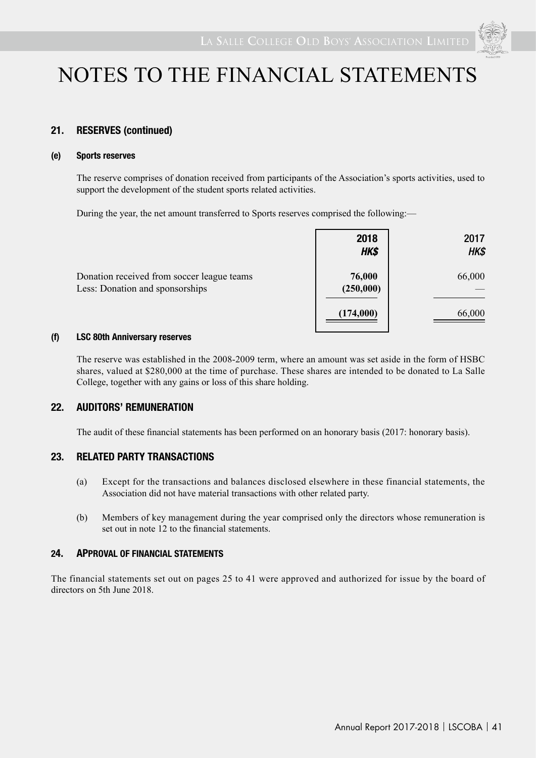# NOTES TO THE FINANCIAL STATEMENTS

## 21. RESERVES (continued)

### (e) Sports reserves

The reserve comprises of donation received from participants of the Association's sports activities, used to support the development of the student sports related activities.

During the year, the net amount transferred to Sports reserves comprised the following:—

| | **2018** | 2017 |
|---|---|---|
| | ***HK$*** | *HK$* |
| Donation received from soccer league teams | **76,000** | 66,000 |
| Less: Donation and sponsorships | **(250,000)** | — |
| | **(174,000)** | 66,000 |

### (f) LSC 80th Anniversary reserves

The reserve was established in the 2008-2009 term, where an amount was set aside in the form of HSBC shares, valued at $280,000 at the time of purchase. These shares are intended to be donated to La Salle College, together with any gains or loss of this share holding.

## 22. AUDITORS' REMUNERATION

The audit of these financial statements has been performed on an honorary basis (2017: honorary basis).

## 23. RELATED PARTY TRANSACTIONS

(a) Except for the transactions and balances disclosed elsewhere in these financial statements, the Association did not have material transactions with other related party.

(b) Members of key management during the year comprised only the directors whose remuneration is set out in note 12 to the financial statements.

## 24. APPROVAL OF FINANCIAL STATEMENTS

The financial statements set out on pages 25 to 41 were approved and authorized for issue by the board of directors on 5th June 2018.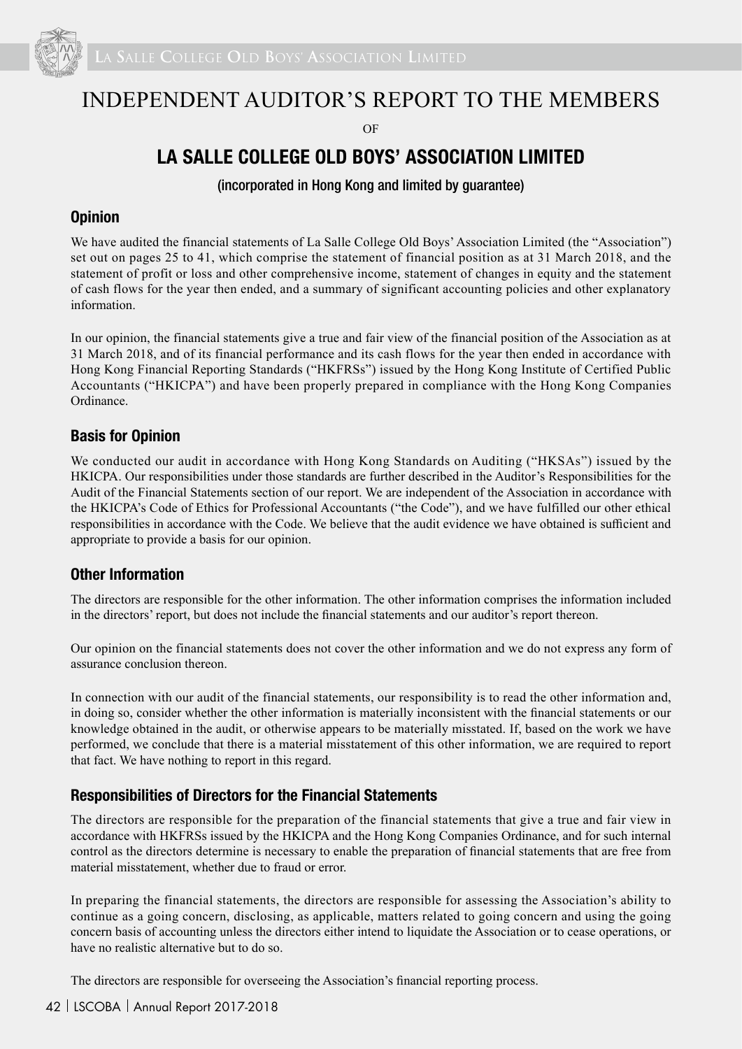# INDEPENDENT AUDITOR'S REPORT TO THE MEMBERS

OF

# LA SALLE COLLEGE OLD BOYS' ASSOCIATION LIMITED

(incorporated in Hong Kong and limited by guarantee)

## Opinion

We have audited the financial statements of La Salle College Old Boys' Association Limited (the "Association") set out on pages 25 to 41, which comprise the statement of financial position as at 31 March 2018, and the statement of profit or loss and other comprehensive income, statement of changes in equity and the statement of cash flows for the year then ended, and a summary of significant accounting policies and other explanatory information.

In our opinion, the financial statements give a true and fair view of the financial position of the Association as at 31 March 2018, and of its financial performance and its cash flows for the year then ended in accordance with Hong Kong Financial Reporting Standards ("HKFRSs") issued by the Hong Kong Institute of Certified Public Accountants ("HKICPA") and have been properly prepared in compliance with the Hong Kong Companies Ordinance.

## Basis for Opinion

We conducted our audit in accordance with Hong Kong Standards on Auditing ("HKSAs") issued by the HKICPA. Our responsibilities under those standards are further described in the Auditor's Responsibilities for the Audit of the Financial Statements section of our report. We are independent of the Association in accordance with the HKICPA's Code of Ethics for Professional Accountants ("the Code"), and we have fulfilled our other ethical responsibilities in accordance with the Code. We believe that the audit evidence we have obtained is sufficient and appropriate to provide a basis for our opinion.

## Other Information

The directors are responsible for the other information. The other information comprises the information included in the directors' report, but does not include the financial statements and our auditor's report thereon.

Our opinion on the financial statements does not cover the other information and we do not express any form of assurance conclusion thereon.

In connection with our audit of the financial statements, our responsibility is to read the other information and, in doing so, consider whether the other information is materially inconsistent with the financial statements or our knowledge obtained in the audit, or otherwise appears to be materially misstated. If, based on the work we have performed, we conclude that there is a material misstatement of this other information, we are required to report that fact. We have nothing to report in this regard.

## Responsibilities of Directors for the Financial Statements

The directors are responsible for the preparation of the financial statements that give a true and fair view in accordance with HKFRSs issued by the HKICPA and the Hong Kong Companies Ordinance, and for such internal control as the directors determine is necessary to enable the preparation of financial statements that are free from material misstatement, whether due to fraud or error.

In preparing the financial statements, the directors are responsible for assessing the Association's ability to continue as a going concern, disclosing, as applicable, matters related to going concern and using the going concern basis of accounting unless the directors either intend to liquidate the Association or to cease operations, or have no realistic alternative but to do so.

The directors are responsible for overseeing the Association's financial reporting process.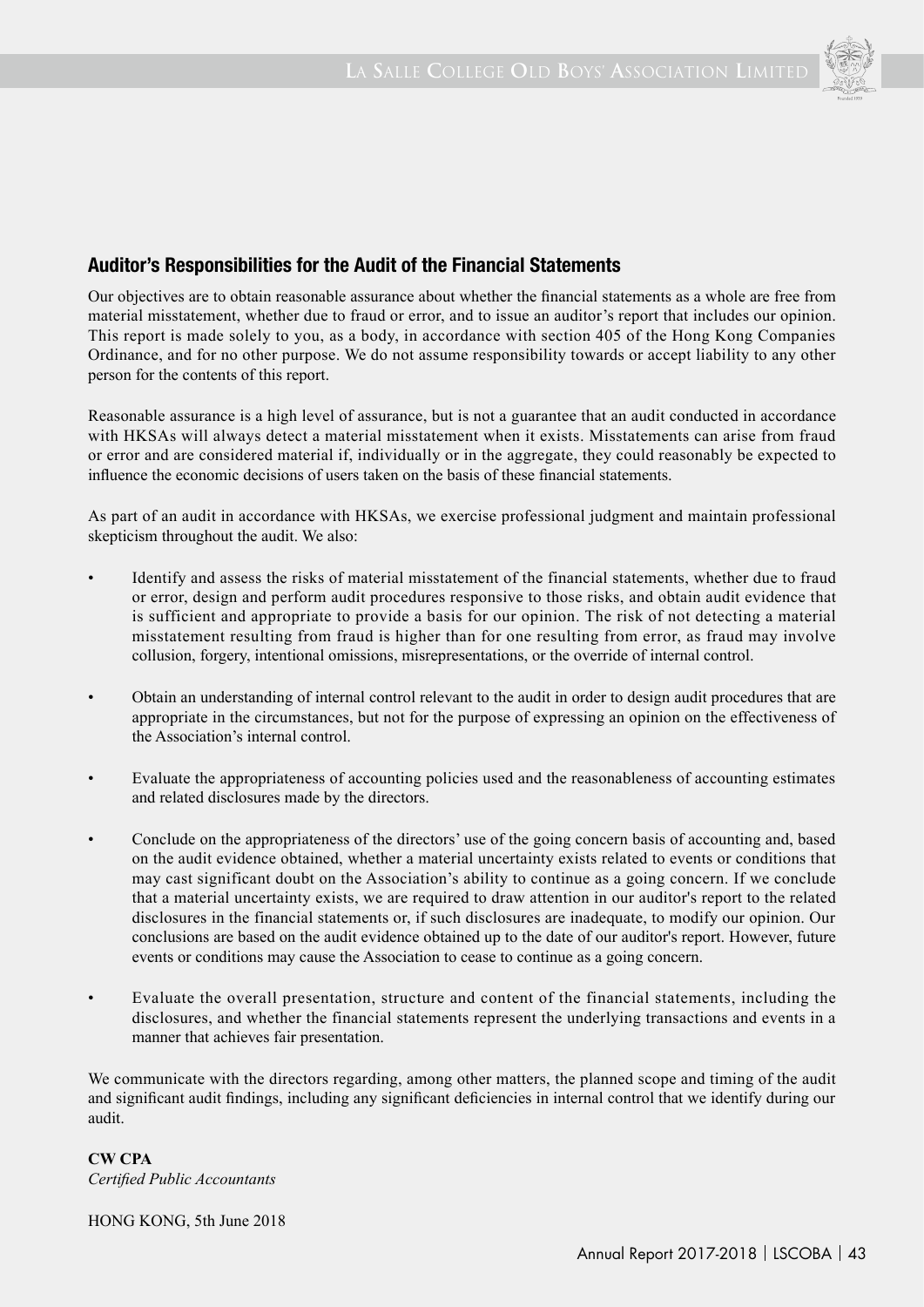## Auditor's Responsibilities for the Audit of the Financial Statements

Our objectives are to obtain reasonable assurance about whether the financial statements as a whole are free from material misstatement, whether due to fraud or error, and to issue an auditor's report that includes our opinion. This report is made solely to you, as a body, in accordance with section 405 of the Hong Kong Companies Ordinance, and for no other purpose. We do not assume responsibility towards or accept liability to any other person for the contents of this report.

Reasonable assurance is a high level of assurance, but is not a guarantee that an audit conducted in accordance with HKSAs will always detect a material misstatement when it exists. Misstatements can arise from fraud or error and are considered material if, individually or in the aggregate, they could reasonably be expected to influence the economic decisions of users taken on the basis of these financial statements.

As part of an audit in accordance with HKSAs, we exercise professional judgment and maintain professional skepticism throughout the audit. We also:

- Identify and assess the risks of material misstatement of the financial statements, whether due to fraud or error, design and perform audit procedures responsive to those risks, and obtain audit evidence that is sufficient and appropriate to provide a basis for our opinion. The risk of not detecting a material misstatement resulting from fraud is higher than for one resulting from error, as fraud may involve collusion, forgery, intentional omissions, misrepresentations, or the override of internal control.

- Obtain an understanding of internal control relevant to the audit in order to design audit procedures that are appropriate in the circumstances, but not for the purpose of expressing an opinion on the effectiveness of the Association's internal control.

- Evaluate the appropriateness of accounting policies used and the reasonableness of accounting estimates and related disclosures made by the directors.

- Conclude on the appropriateness of the directors' use of the going concern basis of accounting and, based on the audit evidence obtained, whether a material uncertainty exists related to events or conditions that may cast significant doubt on the Association's ability to continue as a going concern. If we conclude that a material uncertainty exists, we are required to draw attention in our auditor's report to the related disclosures in the financial statements or, if such disclosures are inadequate, to modify our opinion. Our conclusions are based on the audit evidence obtained up to the date of our auditor's report. However, future events or conditions may cause the Association to cease to continue as a going concern.

- Evaluate the overall presentation, structure and content of the financial statements, including the disclosures, and whether the financial statements represent the underlying transactions and events in a manner that achieves fair presentation.

We communicate with the directors regarding, among other matters, the planned scope and timing of the audit and significant audit findings, including any significant deficiencies in internal control that we identify during our audit.

**CW CPA**
*Certified Public Accountants*

HONG KONG, 5th June 2018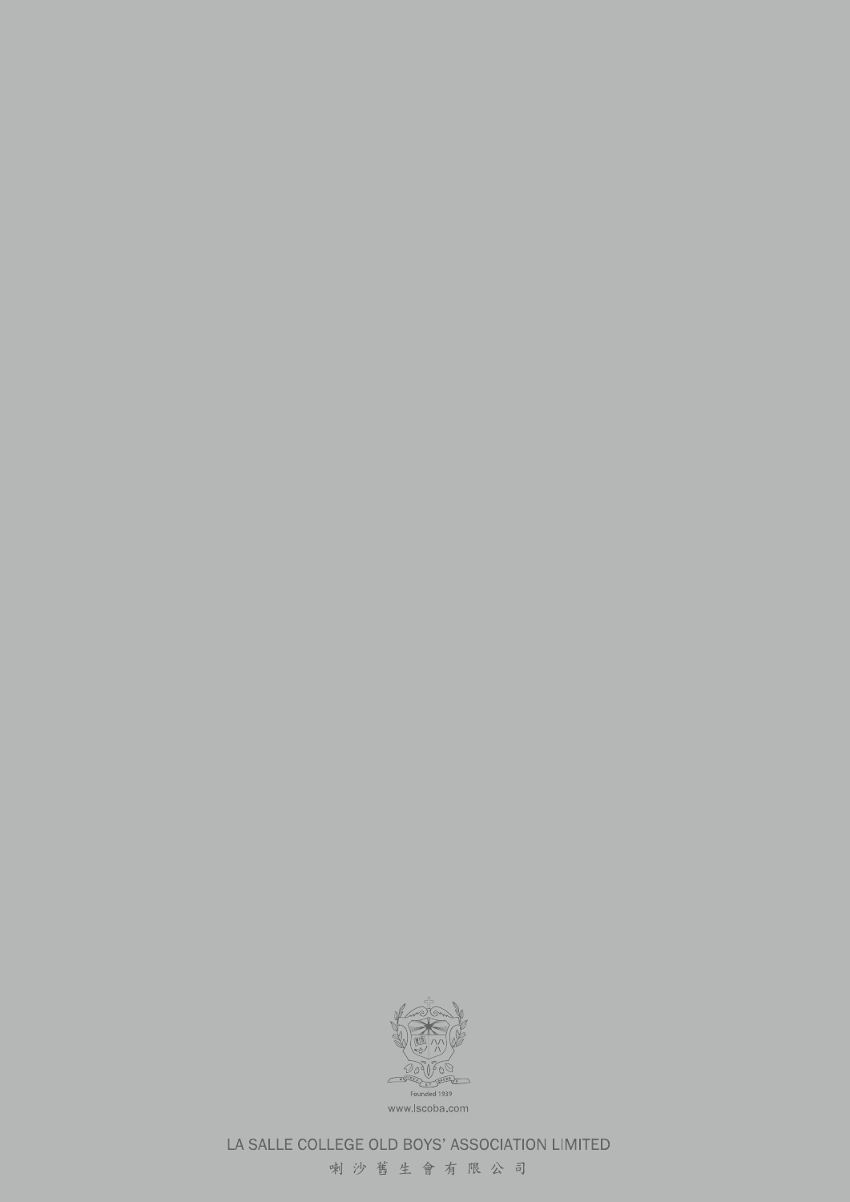Founded 1939

www.lscoba.com

LA SALLE COLLEGE OLD BOYS' ASSOCIATION LIMITED

喇 沙 舊 生 會 有 限 公 司